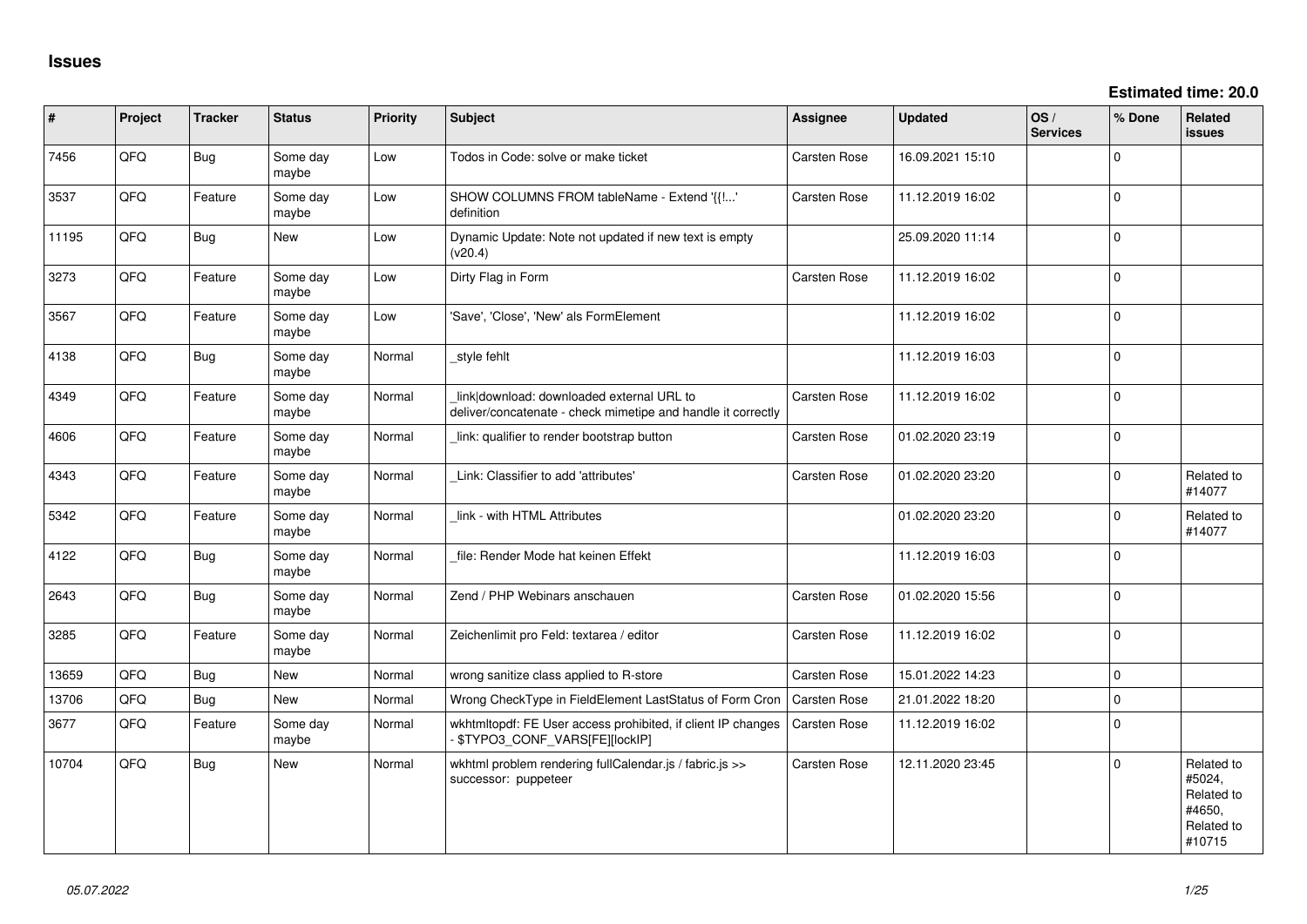# Issues

**Estimated time: 20.0**

| # | Project | Tracker | Status | Priority | Subject | Assignee | Updated | OS / Services | % Done | Related issues |
|---|---|---|---|---|---|---|---|---|---|---|
| 7456 | QFO | Bug | Some day maybe | Low | Todos in Code: solve or make ticket | Carsten Rose | 16.09.2021 15:10 | | 0 | |
| 3537 | QFO | Feature | Some day maybe | Low | SHOW COLUMNS FROM tableName - Extend '{{!...' definition | Carsten Rose | 11.12.2019 16:02 | | 0 | |
| 11195 | QFO | Bug | New | Low | Dynamic Update: Note not updated if new text is empty (v20.4) | | 25.09.2020 11:14 | | 0 | |
| 3273 | QFO | Feature | Some day maybe | Low | Dirty Flag in Form | Carsten Rose | 11.12.2019 16:02 | | 0 | |
| 3567 | QFO | Feature | Some day maybe | Low | 'Save', 'Close', 'New' als FormElement | | 11.12.2019 16:02 | | 0 | |
| 4138 | QFO | Bug | Some day maybe | Normal | _style fehlt | | 11.12.2019 16:03 | | 0 | |
| 4349 | QFO | Feature | Some day maybe | Normal | _link\|download: downloaded external URL to deliver/concatenate - check mimetipe and handle it correctly | Carsten Rose | 11.12.2019 16:02 | | 0 | |
| 4606 | QFO | Feature | Some day maybe | Normal | _link: qualifier to render bootstrap button | Carsten Rose | 01.02.2020 23:19 | | 0 | |
| 4343 | QFO | Feature | Some day maybe | Normal | _Link: Classifier to add 'attributes' | Carsten Rose | 01.02.2020 23:20 | | 0 | Related to #14077 |
| 5342 | QFO | Feature | Some day maybe | Normal | _link - with HTML Attributes | | 01.02.2020 23:20 | | 0 | Related to #14077 |
| 4122 | QFO | Bug | Some day maybe | Normal | _file: Render Mode hat keinen Effekt | | 11.12.2019 16:03 | | 0 | |
| 2643 | QFO | Bug | Some day maybe | Normal | Zend / PHP Webinars anschauen | Carsten Rose | 01.02.2020 15:56 | | 0 | |
| 3285 | QFO | Feature | Some day maybe | Normal | Zeichenlimit pro Feld: textarea / editor | Carsten Rose | 11.12.2019 16:02 | | 0 | |
| 13659 | QFO | Bug | New | Normal | wrong sanitize class applied to R-store | Carsten Rose | 15.01.2022 14:23 | | 0 | |
| 13706 | QFO | Bug | New | Normal | Wrong CheckType in FieldElement LastStatus of Form Cron | Carsten Rose | 21.01.2022 18:20 | | 0 | |
| 3677 | QFO | Feature | Some day maybe | Normal | wkhtmltopdf: FE User access prohibited, if client IP changes - $TYPO3_CONF_VARS[FE][lockIP] | Carsten Rose | 11.12.2019 16:02 | | 0 | |
| 10704 | QFO | Bug | New | Normal | wkhtml problem rendering fullCalendar.js / fabric.js >> successor: puppeteer | Carsten Rose | 12.11.2020 23:45 | | 0 | Related to #5024, Related to #4650, Related to #10715 |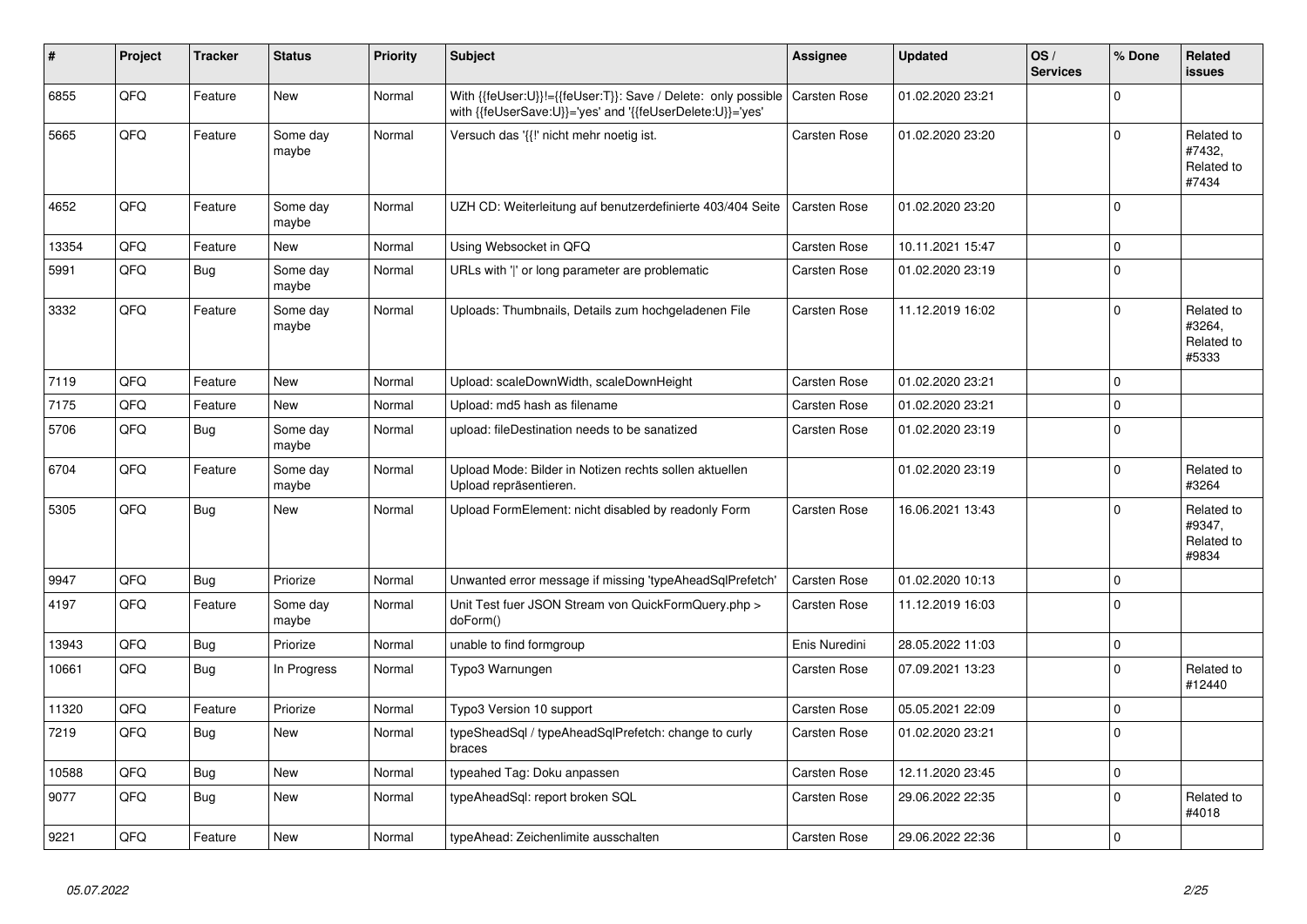| # | Project | Tracker | Status | Priority | Subject | Assignee | Updated | OS / Services | % Done | Related issues |
|---|---|---|---|---|---|---|---|---|---|---|
| 6855 | QFQ | Feature | New | Normal | With {{feUser:U}}!={{feUser:T}}: Save / Delete: only possible with {{feUserSave:U}}='yes' and '{{feUserDelete:U}}='yes' | Carsten Rose | 01.02.2020 23:21 | | 0 | |
| 5665 | QFQ | Feature | Some day maybe | Normal | Versuch das '{{!' nicht mehr noetig ist. | Carsten Rose | 01.02.2020 23:20 | | 0 | Related to #7432, Related to #7434 |
| 4652 | QFQ | Feature | Some day maybe | Normal | UZH CD: Weiterleitung auf benutzerdefinierte 403/404 Seite | Carsten Rose | 01.02.2020 23:20 | | 0 | |
| 13354 | QFQ | Feature | New | Normal | Using Websocket in QFQ | Carsten Rose | 10.11.2021 15:47 | | 0 | |
| 5991 | QFQ | Bug | Some day maybe | Normal | URLs with '\|' or long parameter are problematic | Carsten Rose | 01.02.2020 23:19 | | 0 | |
| 3332 | QFQ | Feature | Some day maybe | Normal | Uploads: Thumbnails, Details zum hochgeladenen File | Carsten Rose | 11.12.2019 16:02 | | 0 | Related to #3264, Related to #5333 |
| 7119 | QFQ | Feature | New | Normal | Upload: scaleDownWidth, scaleDownHeight | Carsten Rose | 01.02.2020 23:21 | | 0 | |
| 7175 | QFQ | Feature | New | Normal | Upload: md5 hash as filename | Carsten Rose | 01.02.2020 23:21 | | 0 | |
| 5706 | QFQ | Bug | Some day maybe | Normal | upload: fileDestination needs to be sanatized | Carsten Rose | 01.02.2020 23:19 | | 0 | |
| 6704 | QFQ | Feature | Some day maybe | Normal | Upload Mode: Bilder in Notizen rechts sollen aktuellen Upload repräsentieren. | | 01.02.2020 23:19 | | 0 | Related to #3264 |
| 5305 | QFQ | Bug | New | Normal | Upload FormElement: nicht disabled by readonly Form | Carsten Rose | 16.06.2021 13:43 | | 0 | Related to #9347, Related to #9834 |
| 9947 | QFQ | Bug | Priorize | Normal | Unwanted error message if missing 'typeAheadSqlPrefetch' | Carsten Rose | 01.02.2020 10:13 | | 0 | |
| 4197 | QFQ | Feature | Some day maybe | Normal | Unit Test fuer JSON Stream von QuickFormQuery.php > doForm() | Carsten Rose | 11.12.2019 16:03 | | 0 | |
| 13943 | QFQ | Bug | Priorize | Normal | unable to find formgroup | Enis Nuredini | 28.05.2022 11:03 | | 0 | |
| 10661 | QFQ | Bug | In Progress | Normal | Typo3 Warnungen | Carsten Rose | 07.09.2021 13:23 | | 0 | Related to #12440 |
| 11320 | QFQ | Feature | Priorize | Normal | Typo3 Version 10 support | Carsten Rose | 05.05.2021 22:09 | | 0 | |
| 7219 | QFQ | Bug | New | Normal | typeSheadSql / typeAheadSqlPrefetch: change to curly braces | Carsten Rose | 01.02.2020 23:21 | | 0 | |
| 10588 | QFQ | Bug | New | Normal | typeahed Tag: Doku anpassen | Carsten Rose | 12.11.2020 23:45 | | 0 | |
| 9077 | QFQ | Bug | New | Normal | typeAheadSql: report broken SQL | Carsten Rose | 29.06.2022 22:35 | | 0 | Related to #4018 |
| 9221 | QFQ | Feature | New | Normal | typeAhead: Zeichenlimite ausschalten | Carsten Rose | 29.06.2022 22:36 | | 0 | |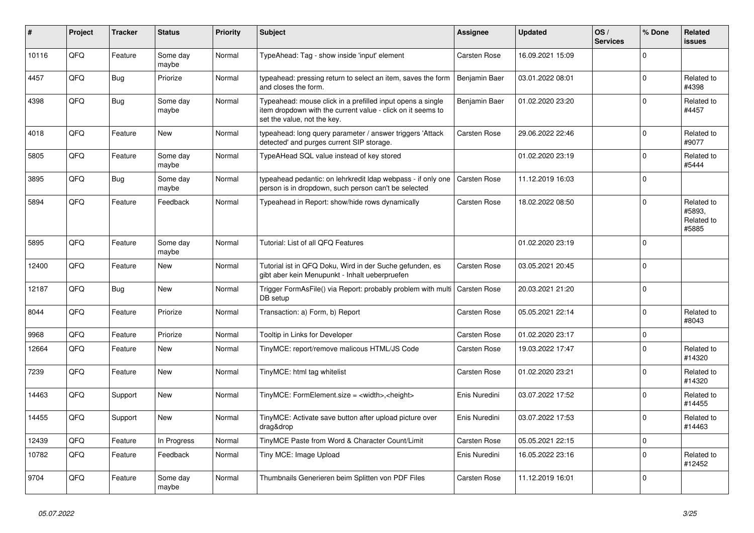| # | Project | Tracker | Status | Priority | Subject | Assignee | Updated | OS / Services | % Done | Related issues |
|---|---|---|---|---|---|---|---|---|---|---|
| 10116 | QFQ | Feature | Some day maybe | Normal | TypeAhead: Tag - show inside 'input' element | Carsten Rose | 16.09.2021 15:09 | | 0 | |
| 4457 | QFQ | Bug | Priorize | Normal | typeahead: pressing return to select an item, saves the form and closes the form. | Benjamin Baer | 03.01.2022 08:01 | | 0 | Related to #4398 |
| 4398 | QFQ | Bug | Some day maybe | Normal | Typeahead: mouse click in a prefilled input opens a single item dropdown with the current value - click on it seems to set the value, not the key. | Benjamin Baer | 01.02.2020 23:20 | | 0 | Related to #4457 |
| 4018 | QFQ | Feature | New | Normal | typeahead: long query parameter / answer triggers 'Attack detected' and purges current SIP storage. | Carsten Rose | 29.06.2022 22:46 | | 0 | Related to #9077 |
| 5805 | QFQ | Feature | Some day maybe | Normal | TypeAHead SQL value instead of key stored | | 01.02.2020 23:19 | | 0 | Related to #5444 |
| 3895 | QFQ | Bug | Some day maybe | Normal | typeahead pedantic: on lehrkredit ldap webpass - if only one person is in dropdown, such person can't be selected | Carsten Rose | 11.12.2019 16:03 | | 0 | |
| 5894 | QFQ | Feature | Feedback | Normal | Typeahead in Report: show/hide rows dynamically | Carsten Rose | 18.02.2022 08:50 | | 0 | Related to #5893, Related to #5885 |
| 5895 | QFQ | Feature | Some day maybe | Normal | Tutorial: List of all QFQ Features | | 01.02.2020 23:19 | | 0 | |
| 12400 | QFQ | Feature | New | Normal | Tutorial ist in QFQ Doku, Wird in der Suche gefunden, es gibt aber kein Menupunkt - Inhalt ueberpruefen | Carsten Rose | 03.05.2021 20:45 | | 0 | |
| 12187 | QFQ | Bug | New | Normal | Trigger FormAsFile() via Report: probably problem with multi DB setup | Carsten Rose | 20.03.2021 21:20 | | 0 | |
| 8044 | QFQ | Feature | Priorize | Normal | Transaction: a) Form, b) Report | Carsten Rose | 05.05.2021 22:14 | | 0 | Related to #8043 |
| 9968 | QFQ | Feature | Priorize | Normal | Tooltip in Links for Developer | Carsten Rose | 01.02.2020 23:17 | | 0 | |
| 12664 | QFQ | Feature | New | Normal | TinyMCE: report/remove malicous HTML/JS Code | Carsten Rose | 19.03.2022 17:47 | | 0 | Related to #14320 |
| 7239 | QFQ | Feature | New | Normal | TinyMCE: html tag whitelist | Carsten Rose | 01.02.2020 23:21 | | 0 | Related to #14320 |
| 14463 | QFQ | Support | New | Normal | TinyMCE: FormElement.size = <width>,<height> | Enis Nuredini | 03.07.2022 17:52 | | 0 | Related to #14455 |
| 14455 | QFQ | Support | New | Normal | TinyMCE: Activate save button after upload picture over drag&drop | Enis Nuredini | 03.07.2022 17:53 | | 0 | Related to #14463 |
| 12439 | QFQ | Feature | In Progress | Normal | TinyMCE Paste from Word & Character Count/Limit | Carsten Rose | 05.05.2021 22:15 | | 0 | |
| 10782 | QFQ | Feature | Feedback | Normal | Tiny MCE: Image Upload | Enis Nuredini | 16.05.2022 23:16 | | 0 | Related to #12452 |
| 9704 | QFQ | Feature | Some day maybe | Normal | Thumbnails Generieren beim Splitten von PDF Files | Carsten Rose | 11.12.2019 16:01 | | 0 | |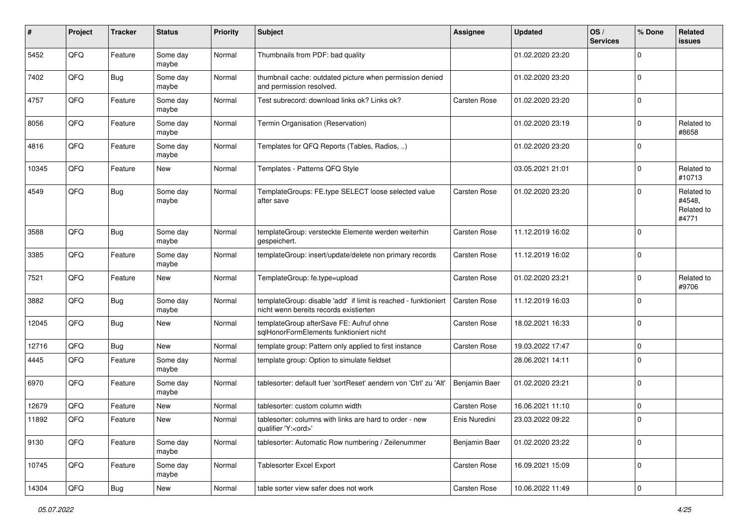| # | Project | Tracker | Status | Priority | Subject | Assignee | Updated | OS / Services | % Done | Related issues |
|---|---|---|---|---|---|---|---|---|---|---|
| 5452 | QFQ | Feature | Some day maybe | Normal | Thumbnails from PDF: bad quality | | 01.02.2020 23:20 | | 0 | |
| 7402 | QFQ | Bug | Some day maybe | Normal | thumbnail cache: outdated picture when permission denied and permission resolved. | | 01.02.2020 23:20 | | 0 | |
| 4757 | QFQ | Feature | Some day maybe | Normal | Test subrecord: download links ok? Links ok? | Carsten Rose | 01.02.2020 23:20 | | 0 | |
| 8056 | QFQ | Feature | Some day maybe | Normal | Termin Organisation (Reservation) | | 01.02.2020 23:19 | | 0 | Related to #8658 |
| 4816 | QFQ | Feature | Some day maybe | Normal | Templates for QFQ Reports (Tables, Radios, ..) | | 01.02.2020 23:20 | | 0 | |
| 10345 | QFQ | Feature | New | Normal | Templates - Patterns QFQ Style | | 03.05.2021 21:01 | | 0 | Related to #10713 |
| 4549 | QFQ | Bug | Some day maybe | Normal | TemplateGroups: FE.type SELECT loose selected value after save | Carsten Rose | 01.02.2020 23:20 | | 0 | Related to #4548, Related to #4771 |
| 3588 | QFQ | Bug | Some day maybe | Normal | templateGroup: versteckte Elemente werden weiterhin gespeichert. | Carsten Rose | 11.12.2019 16:02 | | 0 | |
| 3385 | QFQ | Feature | Some day maybe | Normal | templateGroup: insert/update/delete non primary records | Carsten Rose | 11.12.2019 16:02 | | 0 | |
| 7521 | QFQ | Feature | New | Normal | TemplateGroup: fe.type=upload | Carsten Rose | 01.02.2020 23:21 | | 0 | Related to #9706 |
| 3882 | QFQ | Bug | Some day maybe | Normal | templateGroup: disable 'add' if limit is reached - funktioniert nicht wenn bereits records existierten | Carsten Rose | 11.12.2019 16:03 | | 0 | |
| 12045 | QFQ | Bug | New | Normal | templateGroup afterSave FE: Aufruf ohne sqlHonorFormElements funktioniert nicht | Carsten Rose | 18.02.2021 16:33 | | 0 | |
| 12716 | QFQ | Bug | New | Normal | template group: Pattern only applied to first instance | Carsten Rose | 19.03.2022 17:47 | | 0 | |
| 4445 | QFQ | Feature | Some day maybe | Normal | template group: Option to simulate fieldset | | 28.06.2021 14:11 | | 0 | |
| 6970 | QFQ | Feature | Some day maybe | Normal | tablesorter: default fuer 'sortReset' aendern von 'Ctrl' zu 'Alt' | Benjamin Baer | 01.02.2020 23:21 | | 0 | |
| 12679 | QFQ | Feature | New | Normal | tablesorter: custom column width | Carsten Rose | 16.06.2021 11:10 | | 0 | |
| 11892 | QFQ | Feature | New | Normal | tablesorter: columns with links are hard to order - new qualifier 'Y:<ord>' | Enis Nuredini | 23.03.2022 09:22 | | 0 | |
| 9130 | QFQ | Feature | Some day maybe | Normal | tablesorter: Automatic Row numbering / Zeilenummer | Benjamin Baer | 01.02.2020 23:22 | | 0 | |
| 10745 | QFQ | Feature | Some day maybe | Normal | Tablesorter Excel Export | Carsten Rose | 16.09.2021 15:09 | | 0 | |
| 14304 | QFQ | Bug | New | Normal | table sorter view safer does not work | Carsten Rose | 10.06.2022 11:49 | | 0 | |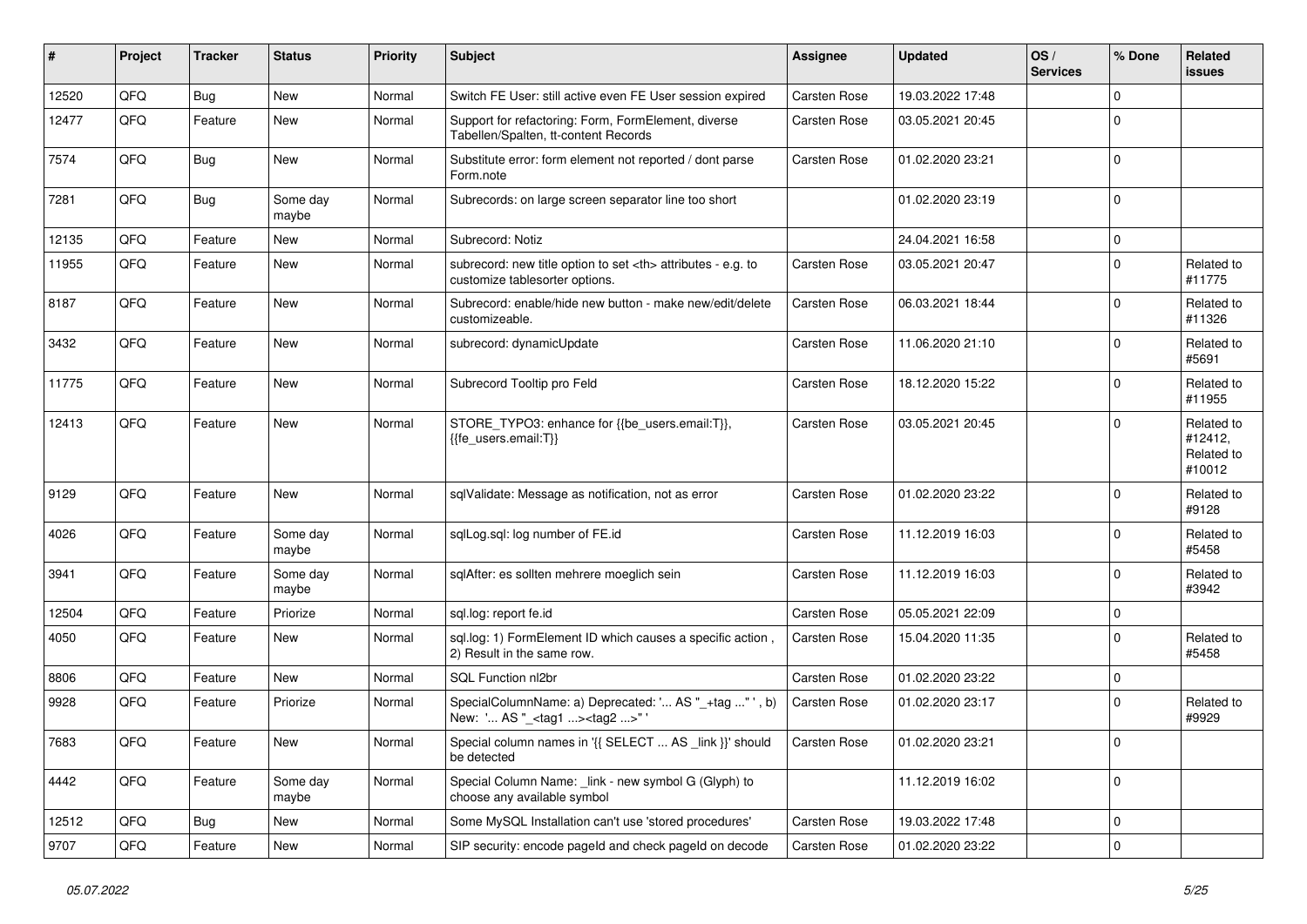| # | Project | Tracker | Status | Priority | Subject | Assignee | Updated | OS / Services | % Done | Related issues |
|---|---|---|---|---|---|---|---|---|---|---|
| 12520 | QFQ | Bug | New | Normal | Switch FE User: still active even FE User session expired | Carsten Rose | 19.03.2022 17:48 | | 0 | |
| 12477 | QFQ | Feature | New | Normal | Support for refactoring: Form, FormElement, diverse Tabellen/Spalten, tt-content Records | Carsten Rose | 03.05.2021 20:45 | | 0 | |
| 7574 | QFQ | Bug | New | Normal | Substitute error: form element not reported / dont parse Form.note | Carsten Rose | 01.02.2020 23:21 | | 0 | |
| 7281 | QFQ | Bug | Some day maybe | Normal | Subrecords: on large screen separator line too short | | 01.02.2020 23:19 | | 0 | |
| 12135 | QFQ | Feature | New | Normal | Subrecord: Notiz | | 24.04.2021 16:58 | | 0 | |
| 11955 | QFQ | Feature | New | Normal | subrecord: new title option to set <th> attributes - e.g. to customize tablesorter options. | Carsten Rose | 03.05.2021 20:47 | | 0 | Related to #11775 |
| 8187 | QFQ | Feature | New | Normal | Subrecord: enable/hide new button - make new/edit/delete customizeable. | Carsten Rose | 06.03.2021 18:44 | | 0 | Related to #11326 |
| 3432 | QFQ | Feature | New | Normal | subrecord: dynamicUpdate | Carsten Rose | 11.06.2020 21:10 | | 0 | Related to #5691 |
| 11775 | QFQ | Feature | New | Normal | Subrecord Tooltip pro Feld | Carsten Rose | 18.12.2020 15:22 | | 0 | Related to #11955 |
| 12413 | QFQ | Feature | New | Normal | STORE_TYPO3: enhance for {{be_users.email:T}}, {{fe_users.email:T}} | Carsten Rose | 03.05.2021 20:45 | | 0 | Related to #12412, Related to #10012 |
| 9129 | QFQ | Feature | New | Normal | sqlValidate: Message as notification, not as error | Carsten Rose | 01.02.2020 23:22 | | 0 | Related to #9128 |
| 4026 | QFQ | Feature | Some day maybe | Normal | sqlLog.sql: log number of FE.id | Carsten Rose | 11.12.2019 16:03 | | 0 | Related to #5458 |
| 3941 | QFQ | Feature | Some day maybe | Normal | sqlAfter: es sollten mehrere moeglich sein | Carsten Rose | 11.12.2019 16:03 | | 0 | Related to #3942 |
| 12504 | QFQ | Feature | Priorize | Normal | sql.log: report fe.id | Carsten Rose | 05.05.2021 22:09 | | 0 | |
| 4050 | QFQ | Feature | New | Normal | sql.log: 1) FormElement ID which causes a specific action , 2) Result in the same row. | Carsten Rose | 15.04.2020 11:35 | | 0 | Related to #5458 |
| 8806 | QFQ | Feature | New | Normal | SQL Function nl2br | Carsten Rose | 01.02.2020 23:22 | | 0 | |
| 9928 | QFQ | Feature | Priorize | Normal | SpecialColumnName: a) Deprecated: '... AS "_+tag ..." ', b) New: '... AS "_<tag1 ...><tag2 ...>" ' | Carsten Rose | 01.02.2020 23:17 | | 0 | Related to #9929 |
| 7683 | QFQ | Feature | New | Normal | Special column names in '{{ SELECT ... AS _link }}' should be detected | Carsten Rose | 01.02.2020 23:21 | | 0 | |
| 4442 | QFQ | Feature | Some day maybe | Normal | Special Column Name: _link - new symbol G (Glyph) to choose any available symbol | | 11.12.2019 16:02 | | 0 | |
| 12512 | QFQ | Bug | New | Normal | Some MySQL Installation can't use 'stored procedures' | Carsten Rose | 19.03.2022 17:48 | | 0 | |
| 9707 | QFQ | Feature | New | Normal | SIP security: encode pageId and check pageId on decode | Carsten Rose | 01.02.2020 23:22 | | 0 | |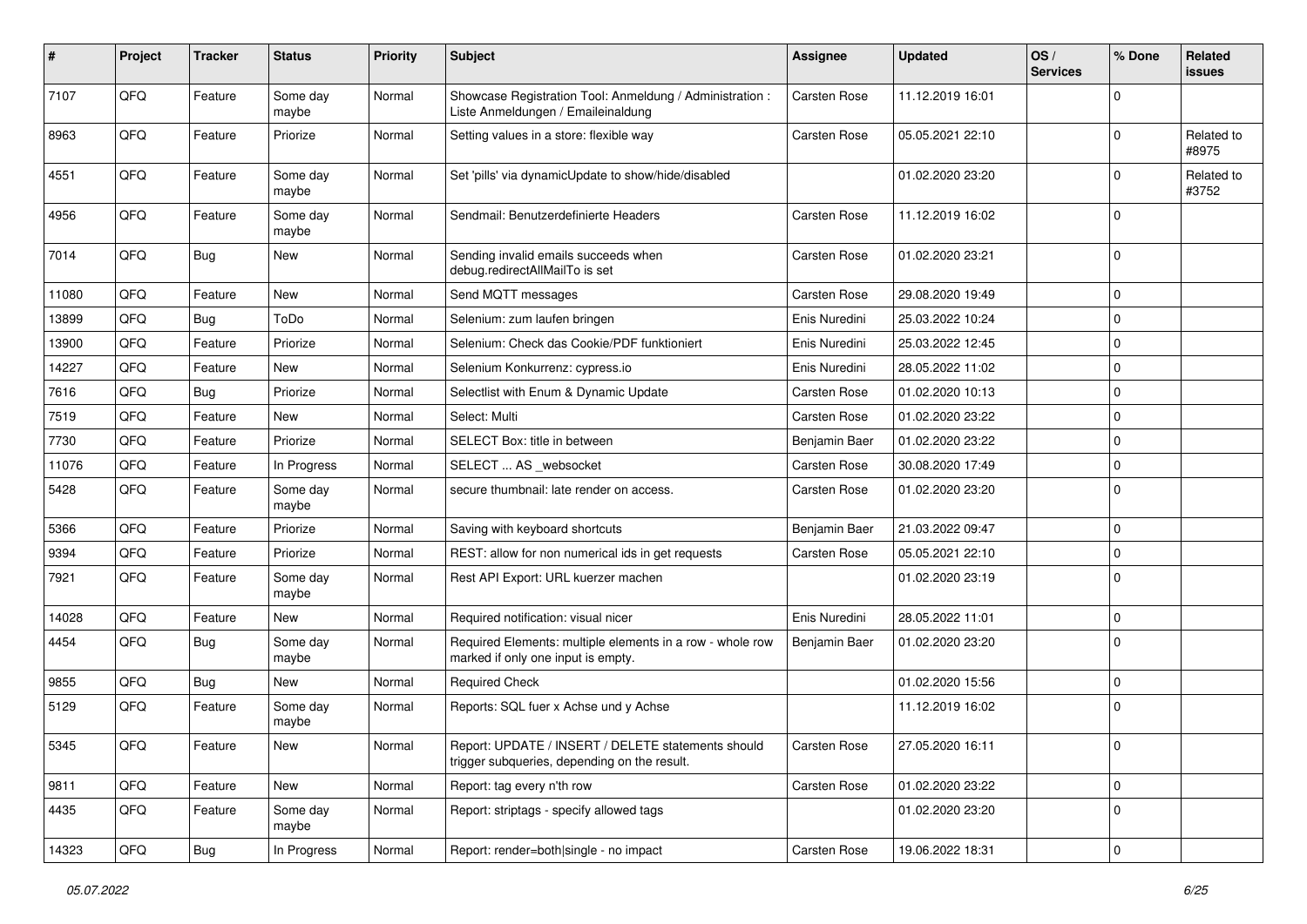| # | Project | Tracker | Status | Priority | Subject | Assignee | Updated | OS / Services | % Done | Related issues |
|---|---|---|---|---|---|---|---|---|---|---|
| 7107 | QFQ | Feature | Some day maybe | Normal | Showcase Registration Tool: Anmeldung / Administration : Liste Anmeldungen / Emaileinaldung | Carsten Rose | 11.12.2019 16:01 | | 0 | |
| 8963 | QFQ | Feature | Priorize | Normal | Setting values in a store: flexible way | Carsten Rose | 05.05.2021 22:10 | | 0 | Related to #8975 |
| 4551 | QFQ | Feature | Some day maybe | Normal | Set 'pills' via dynamicUpdate to show/hide/disabled | | 01.02.2020 23:20 | | 0 | Related to #3752 |
| 4956 | QFQ | Feature | Some day maybe | Normal | Sendmail: Benutzerdefinierte Headers | Carsten Rose | 11.12.2019 16:02 | | 0 | |
| 7014 | QFQ | Bug | New | Normal | Sending invalid emails succeeds when debug.redirectAllMailTo is set | Carsten Rose | 01.02.2020 23:21 | | 0 | |
| 11080 | QFQ | Feature | New | Normal | Send MQTT messages | Carsten Rose | 29.08.2020 19:49 | | 0 | |
| 13899 | QFQ | Bug | ToDo | Normal | Selenium: zum laufen bringen | Enis Nuredini | 25.03.2022 10:24 | | 0 | |
| 13900 | QFQ | Feature | Priorize | Normal | Selenium: Check das Cookie/PDF funktioniert | Enis Nuredini | 25.03.2022 12:45 | | 0 | |
| 14227 | QFQ | Feature | New | Normal | Selenium Konkurrenz: cypress.io | Enis Nuredini | 28.05.2022 11:02 | | 0 | |
| 7616 | QFQ | Bug | Priorize | Normal | Selectlist with Enum & Dynamic Update | Carsten Rose | 01.02.2020 10:13 | | 0 | |
| 7519 | QFQ | Feature | New | Normal | Select: Multi | Carsten Rose | 01.02.2020 23:22 | | 0 | |
| 7730 | QFQ | Feature | Priorize | Normal | SELECT Box: title in between | Benjamin Baer | 01.02.2020 23:22 | | 0 | |
| 11076 | QFQ | Feature | In Progress | Normal | SELECT ... AS _websocket | Carsten Rose | 30.08.2020 17:49 | | 0 | |
| 5428 | QFQ | Feature | Some day maybe | Normal | secure thumbnail: late render on access. | Carsten Rose | 01.02.2020 23:20 | | 0 | |
| 5366 | QFQ | Feature | Priorize | Normal | Saving with keyboard shortcuts | Benjamin Baer | 21.03.2022 09:47 | | 0 | |
| 9394 | QFQ | Feature | Priorize | Normal | REST: allow for non numerical ids in get requests | Carsten Rose | 05.05.2021 22:10 | | 0 | |
| 7921 | QFQ | Feature | Some day maybe | Normal | Rest API Export: URL kuerzer machen | | 01.02.2020 23:19 | | 0 | |
| 14028 | QFQ | Feature | New | Normal | Required notification: visual nicer | Enis Nuredini | 28.05.2022 11:01 | | 0 | |
| 4454 | QFQ | Bug | Some day maybe | Normal | Required Elements: multiple elements in a row - whole row marked if only one input is empty. | Benjamin Baer | 01.02.2020 23:20 | | 0 | |
| 9855 | QFQ | Bug | New | Normal | Required Check | | 01.02.2020 15:56 | | 0 | |
| 5129 | QFQ | Feature | Some day maybe | Normal | Reports: SQL fuer x Achse und y Achse | | 11.12.2019 16:02 | | 0 | |
| 5345 | QFQ | Feature | New | Normal | Report: UPDATE / INSERT / DELETE statements should trigger subqueries, depending on the result. | Carsten Rose | 27.05.2020 16:11 | | 0 | |
| 9811 | QFQ | Feature | New | Normal | Report: tag every n'th row | Carsten Rose | 01.02.2020 23:22 | | 0 | |
| 4435 | QFQ | Feature | Some day maybe | Normal | Report: striptags - specify allowed tags | | 01.02.2020 23:20 | | 0 | |
| 14323 | QFQ | Bug | In Progress | Normal | Report: render=both\|single - no impact | Carsten Rose | 19.06.2022 18:31 | | 0 | |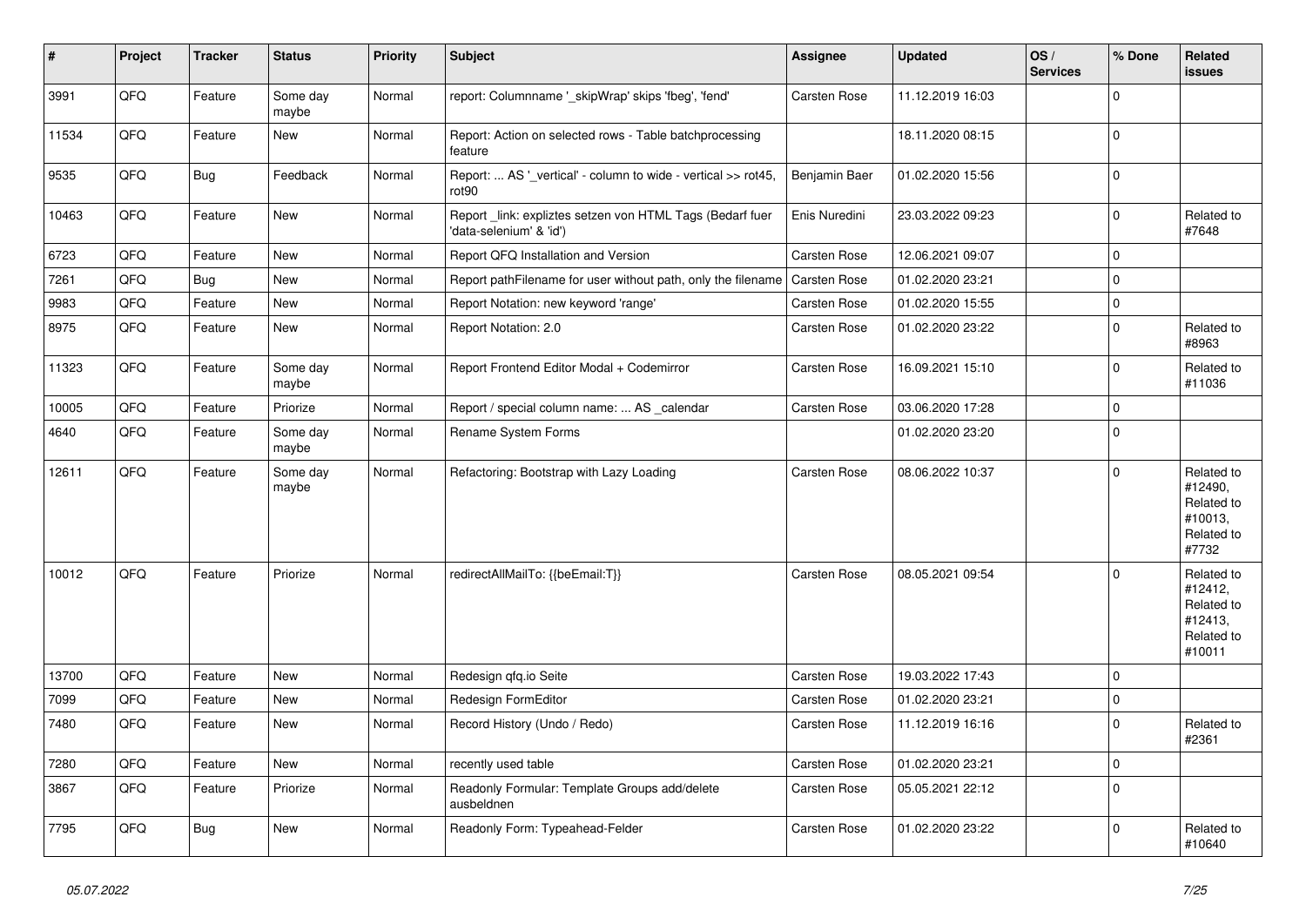| # | Project | Tracker | Status | Priority | Subject | Assignee | Updated | OS / Services | % Done | Related issues |
|---|---|---|---|---|---|---|---|---|---|---|
| 3991 | QFQ | Feature | Some day maybe | Normal | report: Columnname '_skipWrap' skips 'fbeg', 'fend' | Carsten Rose | 11.12.2019 16:03 | | 0 | |
| 11534 | QFQ | Feature | New | Normal | Report: Action on selected rows - Table batchprocessing feature | | 18.11.2020 08:15 | | 0 | |
| 9535 | QFQ | Bug | Feedback | Normal | Report: ... AS '_vertical' - column to wide - vertical >> rot45, rot90 | Benjamin Baer | 01.02.2020 15:56 | | 0 | |
| 10463 | QFQ | Feature | New | Normal | Report _link: expliztes setzen von HTML Tags (Bedarf fuer 'data-selenium' & 'id') | Enis Nuredini | 23.03.2022 09:23 | | 0 | Related to #7648 |
| 6723 | QFQ | Feature | New | Normal | Report QFQ Installation and Version | Carsten Rose | 12.06.2021 09:07 | | 0 | |
| 7261 | QFQ | Bug | New | Normal | Report pathFilename for user without path, only the filename | Carsten Rose | 01.02.2020 23:21 | | 0 | |
| 9983 | QFQ | Feature | New | Normal | Report Notation: new keyword 'range' | Carsten Rose | 01.02.2020 15:55 | | 0 | |
| 8975 | QFQ | Feature | New | Normal | Report Notation: 2.0 | Carsten Rose | 01.02.2020 23:22 | | 0 | Related to #8963 |
| 11323 | QFQ | Feature | Some day maybe | Normal | Report Frontend Editor Modal + Codemirror | Carsten Rose | 16.09.2021 15:10 | | 0 | Related to #11036 |
| 10005 | QFQ | Feature | Priorize | Normal | Report / special column name: ... AS _calendar | Carsten Rose | 03.06.2020 17:28 | | 0 | |
| 4640 | QFQ | Feature | Some day maybe | Normal | Rename System Forms | | 01.02.2020 23:20 | | 0 | |
| 12611 | QFQ | Feature | Some day maybe | Normal | Refactoring: Bootstrap with Lazy Loading | Carsten Rose | 08.06.2022 10:37 | | 0 | Related to #12490, Related to #10013, Related to #7732 |
| 10012 | QFQ | Feature | Priorize | Normal | redirectAllMailTo: {{beEmail:T}} | Carsten Rose | 08.05.2021 09:54 | | 0 | Related to #12412, Related to #12413, Related to #10011 |
| 13700 | QFQ | Feature | New | Normal | Redesign qfq.io Seite | Carsten Rose | 19.03.2022 17:43 | | 0 | |
| 7099 | QFQ | Feature | New | Normal | Redesign FormEditor | Carsten Rose | 01.02.2020 23:21 | | 0 | |
| 7480 | QFQ | Feature | New | Normal | Record History (Undo / Redo) | Carsten Rose | 11.12.2019 16:16 | | 0 | Related to #2361 |
| 7280 | QFQ | Feature | New | Normal | recently used table | Carsten Rose | 01.02.2020 23:21 | | 0 | |
| 3867 | QFQ | Feature | Priorize | Normal | Readonly Formular: Template Groups add/delete ausbeldnen | Carsten Rose | 05.05.2021 22:12 | | 0 | |
| 7795 | QFQ | Bug | New | Normal | Readonly Form: Typeahead-Felder | Carsten Rose | 01.02.2020 23:22 | | 0 | Related to #10640 |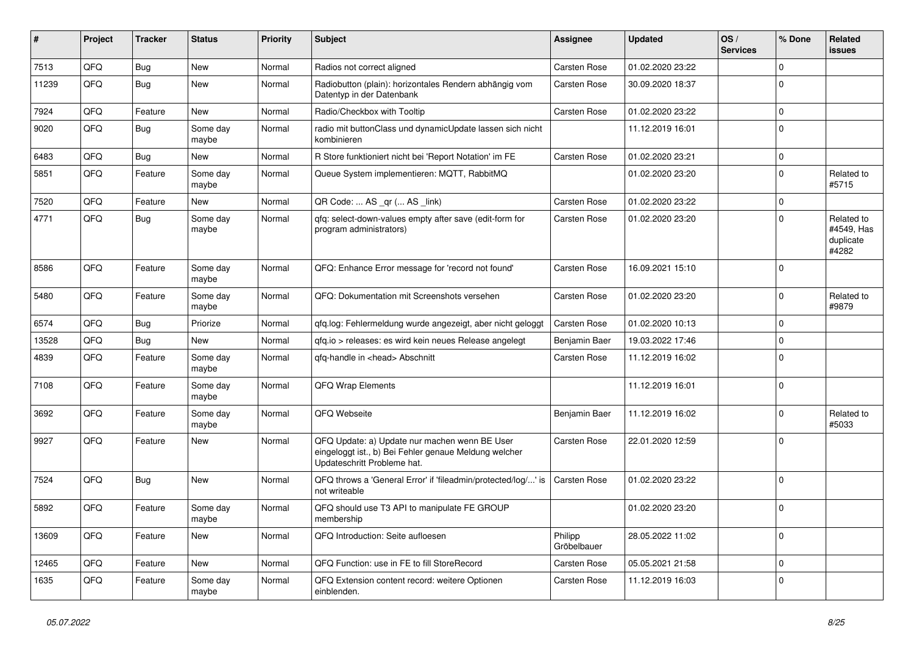| # | Project | Tracker | Status | Priority | Subject | Assignee | Updated | OS / Services | % Done | Related issues |
|---|---|---|---|---|---|---|---|---|---|---|
| 7513 | QFQ | Bug | New | Normal | Radios not correct aligned | Carsten Rose | 01.02.2020 23:22 | | 0 | |
| 11239 | QFQ | Bug | New | Normal | Radiobutton (plain): horizontales Rendern abhängig vom Datentyp in der Datenbank | Carsten Rose | 30.09.2020 18:37 | | 0 | |
| 7924 | QFQ | Feature | New | Normal | Radio/Checkbox with Tooltip | Carsten Rose | 01.02.2020 23:22 | | 0 | |
| 9020 | QFQ | Bug | Some day maybe | Normal | radio mit buttonClass und dynamicUpdate lassen sich nicht kombinieren | | 11.12.2019 16:01 | | 0 | |
| 6483 | QFQ | Bug | New | Normal | R Store funktioniert nicht bei 'Report Notation' im FE | Carsten Rose | 01.02.2020 23:21 | | 0 | |
| 5851 | QFQ | Feature | Some day maybe | Normal | Queue System implementieren: MQTT, RabbitMQ | | 01.02.2020 23:20 | | 0 | Related to #5715 |
| 7520 | QFQ | Feature | New | Normal | QR Code: ... AS _qr ( ... AS _link) | Carsten Rose | 01.02.2020 23:22 | | 0 | |
| 4771 | QFQ | Bug | Some day maybe | Normal | qfq: select-down-values empty after save (edit-form for program administrators) | Carsten Rose | 01.02.2020 23:20 | | 0 | Related to #4549, Has duplicate #4282 |
| 8586 | QFQ | Feature | Some day maybe | Normal | QFQ: Enhance Error message for 'record not found' | Carsten Rose | 16.09.2021 15:10 | | 0 | |
| 5480 | QFQ | Feature | Some day maybe | Normal | QFQ: Dokumentation mit Screenshots versehen | Carsten Rose | 01.02.2020 23:20 | | 0 | Related to #9879 |
| 6574 | QFQ | Bug | Priorize | Normal | qfq.log: Fehlermeldung wurde angezeigt, aber nicht geloggt | Carsten Rose | 01.02.2020 10:13 | | 0 | |
| 13528 | QFQ | Bug | New | Normal | qfq.io > releases: es wird kein neues Release angelegt | Benjamin Baer | 19.03.2022 17:46 | | 0 | |
| 4839 | QFQ | Feature | Some day maybe | Normal | qfq-handle in <head> Abschnitt | Carsten Rose | 11.12.2019 16:02 | | 0 | |
| 7108 | QFQ | Feature | Some day maybe | Normal | QFQ Wrap Elements | | 11.12.2019 16:01 | | 0 | |
| 3692 | QFQ | Feature | Some day maybe | Normal | QFQ Webseite | Benjamin Baer | 11.12.2019 16:02 | | 0 | Related to #5033 |
| 9927 | QFQ | Feature | New | Normal | QFQ Update: a) Update nur machen wenn BE User eingeloggt ist., b) Bei Fehler genaue Meldung welcher Updateschritt Probleme hat. | Carsten Rose | 22.01.2020 12:59 | | 0 | |
| 7524 | QFQ | Bug | New | Normal | QFQ throws a 'General Error' if 'fileadmin/protected/log/...' is not writeable | Carsten Rose | 01.02.2020 23:22 | | 0 | |
| 5892 | QFQ | Feature | Some day maybe | Normal | QFQ should use T3 API to manipulate FE GROUP membership | | 01.02.2020 23:20 | | 0 | |
| 13609 | QFQ | Feature | New | Normal | QFQ Introduction: Seite aufloesen | Philipp Gröbelbauer | 28.05.2022 11:02 | | 0 | |
| 12465 | QFQ | Feature | New | Normal | QFQ Function: use in FE to fill StoreRecord | Carsten Rose | 05.05.2021 21:58 | | 0 | |
| 1635 | QFQ | Feature | Some day maybe | Normal | QFQ Extension content record: weitere Optionen einblenden. | Carsten Rose | 11.12.2019 16:03 | | 0 | |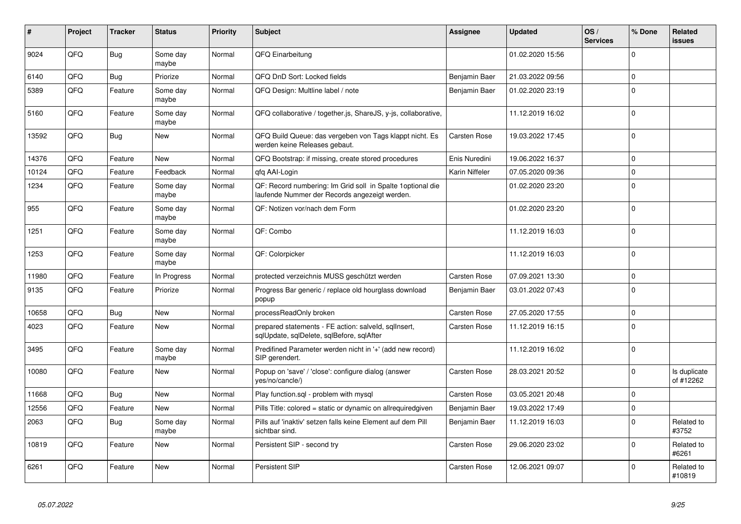| # | Project | Tracker | Status | Priority | Subject | Assignee | Updated | OS / Services | % Done | Related issues |
|---|---|---|---|---|---|---|---|---|---|---|
| 9024 | QFQ | Bug | Some day maybe | Normal | QFQ Einarbeitung | | 01.02.2020 15:56 | | 0 | |
| 6140 | QFQ | Bug | Priorize | Normal | QFQ DnD Sort: Locked fields | Benjamin Baer | 21.03.2022 09:56 | | 0 | |
| 5389 | QFQ | Feature | Some day maybe | Normal | QFQ Design: Multline label / note | Benjamin Baer | 01.02.2020 23:19 | | 0 | |
| 5160 | QFQ | Feature | Some day maybe | Normal | QFQ collaborative / together.js, ShareJS, y-js, collaborative, | | 11.12.2019 16:02 | | 0 | |
| 13592 | QFQ | Bug | New | Normal | QFQ Build Queue: das vergeben von Tags klappt nicht. Es werden keine Releases gebaut. | Carsten Rose | 19.03.2022 17:45 | | 0 | |
| 14376 | QFQ | Feature | New | Normal | QFQ Bootstrap: if missing, create stored procedures | Enis Nuredini | 19.06.2022 16:37 | | 0 | |
| 10124 | QFQ | Feature | Feedback | Normal | qfq AAI-Login | Karin Niffeler | 07.05.2020 09:36 | | 0 | |
| 1234 | QFQ | Feature | Some day maybe | Normal | QF: Record numbering: Im Grid soll in Spalte 1optional die laufende Nummer der Records angezeigt werden. | | 01.02.2020 23:20 | | 0 | |
| 955 | QFQ | Feature | Some day maybe | Normal | QF: Notizen vor/nach dem Form | | 01.02.2020 23:20 | | 0 | |
| 1251 | QFQ | Feature | Some day maybe | Normal | QF: Combo | | 11.12.2019 16:03 | | 0 | |
| 1253 | QFQ | Feature | Some day maybe | Normal | QF: Colorpicker | | 11.12.2019 16:03 | | 0 | |
| 11980 | QFQ | Feature | In Progress | Normal | protected verzeichnis MUSS geschützt werden | Carsten Rose | 07.09.2021 13:30 | | 0 | |
| 9135 | QFQ | Feature | Priorize | Normal | Progress Bar generic / replace old hourglass download popup | Benjamin Baer | 03.01.2022 07:43 | | 0 | |
| 10658 | QFQ | Bug | New | Normal | processReadOnly broken | Carsten Rose | 27.05.2020 17:55 | | 0 | |
| 4023 | QFQ | Feature | New | Normal | prepared statements - FE action: salveld, sqlInsert, sqlUpdate, sqlDelete, sqlBefore, sqlAfter | Carsten Rose | 11.12.2019 16:15 | | 0 | |
| 3495 | QFQ | Feature | Some day maybe | Normal | Predifined Parameter werden nicht in '+' (add new record) SIP gerendert. | | 11.12.2019 16:02 | | 0 | |
| 10080 | QFQ | Feature | New | Normal | Popup on 'save' / 'close': configure dialog (answer yes/no/cancle/) | Carsten Rose | 28.03.2021 20:52 | | 0 | Is duplicate of #12262 |
| 11668 | QFQ | Bug | New | Normal | Play function.sql - problem with mysql | Carsten Rose | 03.05.2021 20:48 | | 0 | |
| 12556 | QFQ | Feature | New | Normal | Pills Title: colored = static or dynamic on allrequiredgiven | Benjamin Baer | 19.03.2022 17:49 | | 0 | |
| 2063 | QFQ | Bug | Some day maybe | Normal | Pills auf 'inaktiv' setzen falls keine Element auf dem Pill sichtbar sind. | Benjamin Baer | 11.12.2019 16:03 | | 0 | Related to #3752 |
| 10819 | QFQ | Feature | New | Normal | Persistent SIP - second try | Carsten Rose | 29.06.2020 23:02 | | 0 | Related to #6261 |
| 6261 | QFQ | Feature | New | Normal | Persistent SIP | Carsten Rose | 12.06.2021 09:07 | | 0 | Related to #10819 |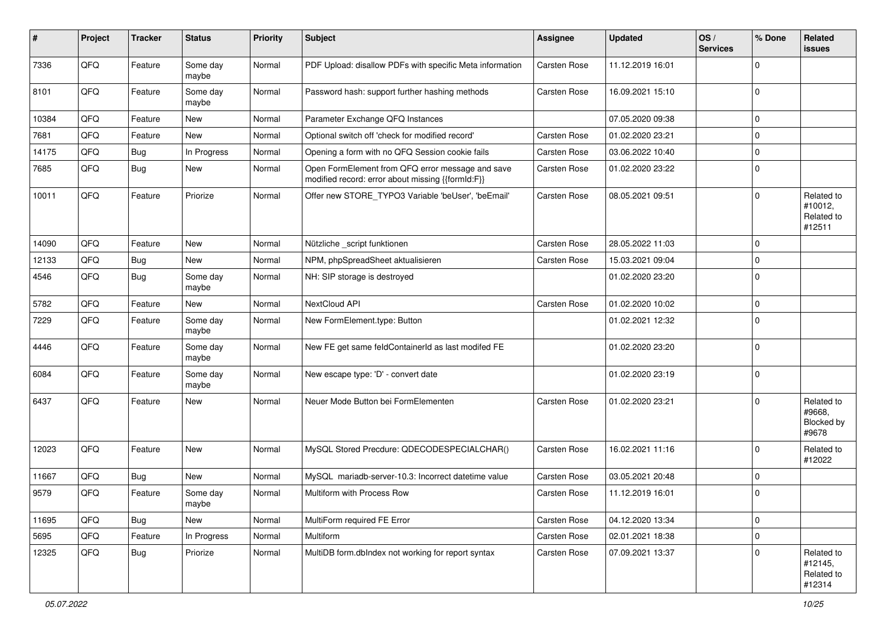| # | Project | Tracker | Status | Priority | Subject | Assignee | Updated | OS / Services | % Done | Related issues |
|---|---|---|---|---|---|---|---|---|---|---|
| 7336 | QFQ | Feature | Some day maybe | Normal | PDF Upload: disallow PDFs with specific Meta information | Carsten Rose | 11.12.2019 16:01 | | 0 | |
| 8101 | QFQ | Feature | Some day maybe | Normal | Password hash: support further hashing methods | Carsten Rose | 16.09.2021 15:10 | | 0 | |
| 10384 | QFQ | Feature | New | Normal | Parameter Exchange QFQ Instances | | 07.05.2020 09:38 | | 0 | |
| 7681 | QFQ | Feature | New | Normal | Optional switch off 'check for modified record' | Carsten Rose | 01.02.2020 23:21 | | 0 | |
| 14175 | QFQ | Bug | In Progress | Normal | Opening a form with no QFQ Session cookie fails | Carsten Rose | 03.06.2022 10:40 | | 0 | |
| 7685 | QFQ | Bug | New | Normal | Open FormElement from QFQ error message and save modified record: error about missing {{formId:F}} | Carsten Rose | 01.02.2020 23:22 | | 0 | |
| 10011 | QFQ | Feature | Priorize | Normal | Offer new STORE_TYPO3 Variable 'beUser', 'beEmail' | Carsten Rose | 08.05.2021 09:51 | | 0 | Related to #10012, Related to #12511 |
| 14090 | QFQ | Feature | New | Normal | Nützliche _script funktionen | Carsten Rose | 28.05.2022 11:03 | | 0 | |
| 12133 | QFQ | Bug | New | Normal | NPM, phpSpreadSheet aktualisieren | Carsten Rose | 15.03.2021 09:04 | | 0 | |
| 4546 | QFQ | Bug | Some day maybe | Normal | NH: SIP storage is destroyed | | 01.02.2020 23:20 | | 0 | |
| 5782 | QFQ | Feature | New | Normal | NextCloud API | Carsten Rose | 01.02.2020 10:02 | | 0 | |
| 7229 | QFQ | Feature | Some day maybe | Normal | New FormElement.type: Button | | 01.02.2021 12:32 | | 0 | |
| 4446 | QFQ | Feature | Some day maybe | Normal | New FE get same feldContainerId as last modifed FE | | 01.02.2020 23:20 | | 0 | |
| 6084 | QFQ | Feature | Some day maybe | Normal | New escape type: 'D' - convert date | | 01.02.2020 23:19 | | 0 | |
| 6437 | QFQ | Feature | New | Normal | Neuer Mode Button bei FormElementen | Carsten Rose | 01.02.2020 23:21 | | 0 | Related to #9668, Blocked by #9678 |
| 12023 | QFQ | Feature | New | Normal | MySQL Stored Precdure: QDECODESPECIALCHAR() | Carsten Rose | 16.02.2021 11:16 | | 0 | Related to #12022 |
| 11667 | QFQ | Bug | New | Normal | MySQL mariadb-server-10.3: Incorrect datetime value | Carsten Rose | 03.05.2021 20:48 | | 0 | |
| 9579 | QFQ | Feature | Some day maybe | Normal | Multiform with Process Row | Carsten Rose | 11.12.2019 16:01 | | 0 | |
| 11695 | QFQ | Bug | New | Normal | MultiForm required FE Error | Carsten Rose | 04.12.2020 13:34 | | 0 | |
| 5695 | QFQ | Feature | In Progress | Normal | Multiform | Carsten Rose | 02.01.2021 18:38 | | 0 | |
| 12325 | QFQ | Bug | Priorize | Normal | MultiDB form.dbIndex not working for report syntax | Carsten Rose | 07.09.2021 13:37 | | 0 | Related to #12145, Related to #12314 |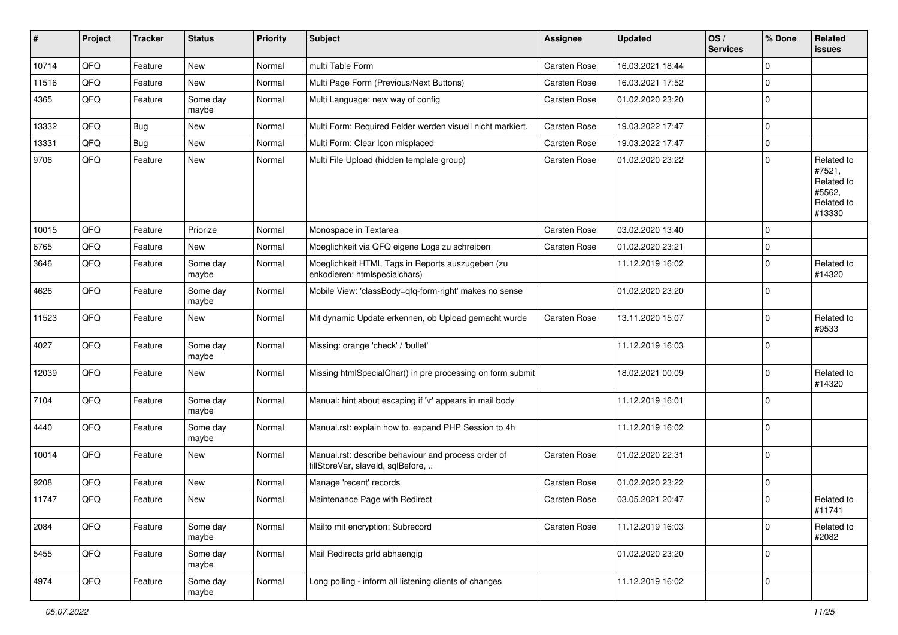| # | Project | Tracker | Status | Priority | Subject | Assignee | Updated | OS / Services | % Done | Related issues |
|---|---|---|---|---|---|---|---|---|---|---|
| 10714 | QFQ | Feature | New | Normal | multi Table Form | Carsten Rose | 16.03.2021 18:44 | | 0 | |
| 11516 | QFQ | Feature | New | Normal | Multi Page Form (Previous/Next Buttons) | Carsten Rose | 16.03.2021 17:52 | | 0 | |
| 4365 | QFQ | Feature | Some day maybe | Normal | Multi Language: new way of config | Carsten Rose | 01.02.2020 23:20 | | 0 | |
| 13332 | QFQ | Bug | New | Normal | Multi Form: Required Felder werden visuell nicht markiert. | Carsten Rose | 19.03.2022 17:47 | | 0 | |
| 13331 | QFQ | Bug | New | Normal | Multi Form: Clear Icon misplaced | Carsten Rose | 19.03.2022 17:47 | | 0 | |
| 9706 | QFQ | Feature | New | Normal | Multi File Upload (hidden template group) | Carsten Rose | 01.02.2020 23:22 | | 0 | Related to #7521, Related to #5562, Related to #13330 |
| 10015 | QFQ | Feature | Priorize | Normal | Monospace in Textarea | Carsten Rose | 03.02.2020 13:40 | | 0 | |
| 6765 | QFQ | Feature | New | Normal | Moeglichkeit via QFQ eigene Logs zu schreiben | Carsten Rose | 01.02.2020 23:21 | | 0 | |
| 3646 | QFQ | Feature | Some day maybe | Normal | Moeglichkeit HTML Tags in Reports auszugeben (zu enkodieren: htmlspecialchars) | | 11.12.2019 16:02 | | 0 | Related to #14320 |
| 4626 | QFQ | Feature | Some day maybe | Normal | Mobile View: 'classBody=qfq-form-right' makes no sense | | 01.02.2020 23:20 | | 0 | |
| 11523 | QFQ | Feature | New | Normal | Mit dynamic Update erkennen, ob Upload gemacht wurde | Carsten Rose | 13.11.2020 15:07 | | 0 | Related to #9533 |
| 4027 | QFQ | Feature | Some day maybe | Normal | Missing: orange 'check' / 'bullet' | | 11.12.2019 16:03 | | 0 | |
| 12039 | QFQ | Feature | New | Normal | Missing htmlSpecialChar() in pre processing on form submit | | 18.02.2021 00:09 | | 0 | Related to #14320 |
| 7104 | QFQ | Feature | Some day maybe | Normal | Manual: hint about escaping if '\r' appears in mail body | | 11.12.2019 16:01 | | 0 | |
| 4440 | QFQ | Feature | Some day maybe | Normal | Manual.rst: explain how to. expand PHP Session to 4h | | 11.12.2019 16:02 | | 0 | |
| 10014 | QFQ | Feature | New | Normal | Manual.rst: describe behaviour and process order of fillStoreVar, slaveId, sqlBefore, .. | Carsten Rose | 01.02.2020 22:31 | | 0 | |
| 9208 | QFQ | Feature | New | Normal | Manage 'recent' records | Carsten Rose | 01.02.2020 23:22 | | 0 | |
| 11747 | QFQ | Feature | New | Normal | Maintenance Page with Redirect | Carsten Rose | 03.05.2021 20:47 | | 0 | Related to #11741 |
| 2084 | QFQ | Feature | Some day maybe | Normal | Mailto mit encryption: Subrecord | Carsten Rose | 11.12.2019 16:03 | | 0 | Related to #2082 |
| 5455 | QFQ | Feature | Some day maybe | Normal | Mail Redirects grId abhaengig | | 01.02.2020 23:20 | | 0 | |
| 4974 | QFQ | Feature | Some day maybe | Normal | Long polling - inform all listening clients of changes | | 11.12.2019 16:02 | | 0 | |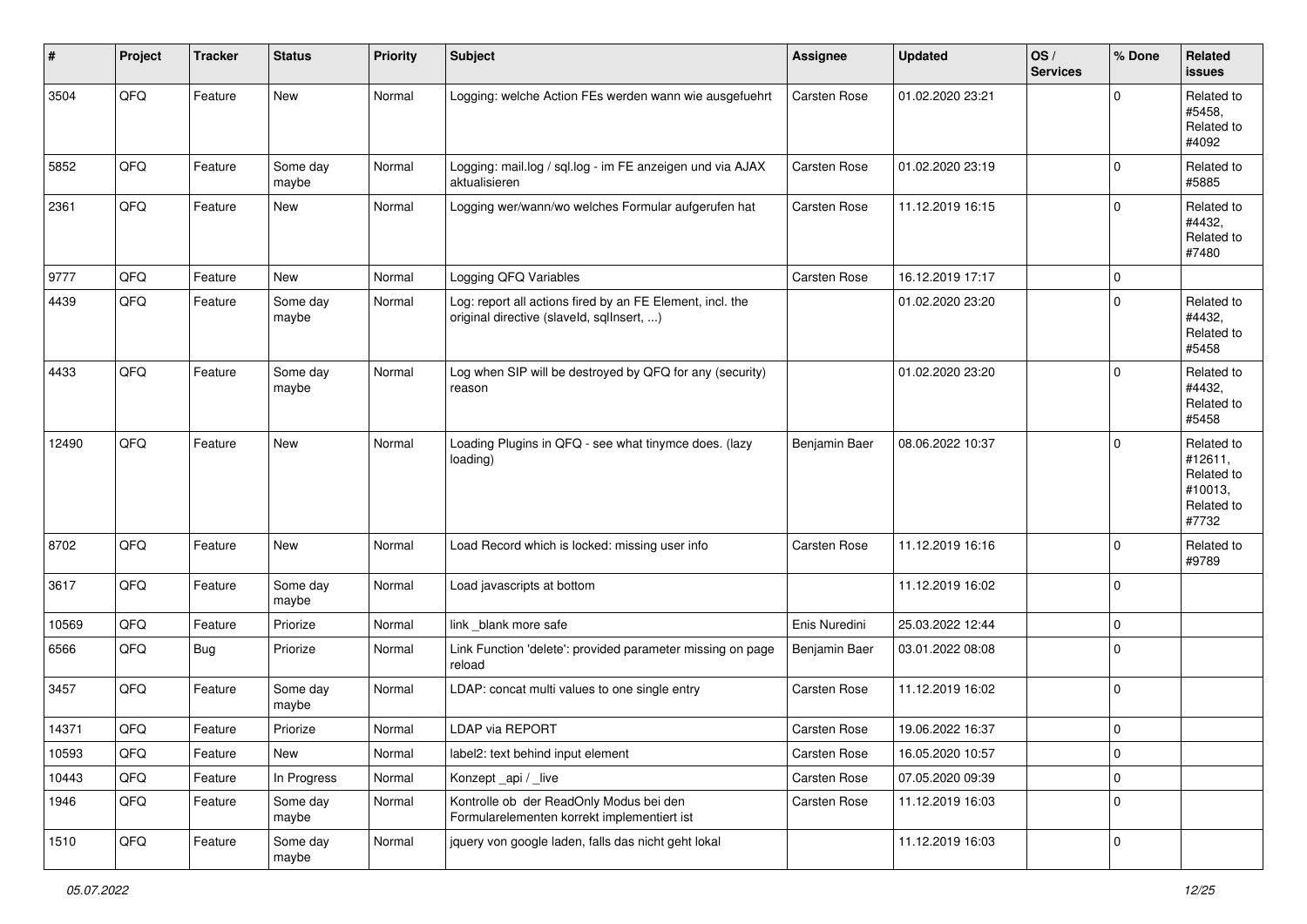| # | Project | Tracker | Status | Priority | Subject | Assignee | Updated | OS / Services | % Done | Related issues |
|---|---|---|---|---|---|---|---|---|---|---|
| 3504 | QFQ | Feature | New | Normal | Logging: welche Action FEs werden wann wie ausgefuehrt | Carsten Rose | 01.02.2020 23:21 | | 0 | Related to #5458, Related to #4092 |
| 5852 | QFQ | Feature | Some day maybe | Normal | Logging: mail.log / sql.log - im FE anzeigen und via AJAX aktualisieren | Carsten Rose | 01.02.2020 23:19 | | 0 | Related to #5885 |
| 2361 | QFQ | Feature | New | Normal | Logging wer/wann/wo welches Formular aufgerufen hat | Carsten Rose | 11.12.2019 16:15 | | 0 | Related to #4432, Related to #7480 |
| 9777 | QFQ | Feature | New | Normal | Logging QFQ Variables | Carsten Rose | 16.12.2019 17:17 | | 0 | |
| 4439 | QFQ | Feature | Some day maybe | Normal | Log: report all actions fired by an FE Element, incl. the original directive (slaveId, sqlInsert, ...) | | 01.02.2020 23:20 | | 0 | Related to #4432, Related to #5458 |
| 4433 | QFQ | Feature | Some day maybe | Normal | Log when SIP will be destroyed by QFQ for any (security) reason | | 01.02.2020 23:20 | | 0 | Related to #4432, Related to #5458 |
| 12490 | QFQ | Feature | New | Normal | Loading Plugins in QFQ - see what tinymce does. (lazy loading) | Benjamin Baer | 08.06.2022 10:37 | | 0 | Related to #12611, Related to #10013, Related to #7732 |
| 8702 | QFQ | Feature | New | Normal | Load Record which is locked: missing user info | Carsten Rose | 11.12.2019 16:16 | | 0 | Related to #9789 |
| 3617 | QFQ | Feature | Some day maybe | Normal | Load javascripts at bottom | | 11.12.2019 16:02 | | 0 | |
| 10569 | QFQ | Feature | Priorize | Normal | link _blank more safe | Enis Nuredini | 25.03.2022 12:44 | | 0 | |
| 6566 | QFQ | Bug | Priorize | Normal | Link Function 'delete': provided parameter missing on page reload | Benjamin Baer | 03.01.2022 08:08 | | 0 | |
| 3457 | QFQ | Feature | Some day maybe | Normal | LDAP: concat multi values to one single entry | Carsten Rose | 11.12.2019 16:02 | | 0 | |
| 14371 | QFQ | Feature | Priorize | Normal | LDAP via REPORT | Carsten Rose | 19.06.2022 16:37 | | 0 | |
| 10593 | QFQ | Feature | New | Normal | label2: text behind input element | Carsten Rose | 16.05.2020 10:57 | | 0 | |
| 10443 | QFQ | Feature | In Progress | Normal | Konzept _api / _live | Carsten Rose | 07.05.2020 09:39 | | 0 | |
| 1946 | QFQ | Feature | Some day maybe | Normal | Kontrolle ob der ReadOnly Modus bei den Formularelementen korrekt implementiert ist | Carsten Rose | 11.12.2019 16:03 | | 0 | |
| 1510 | QFQ | Feature | Some day maybe | Normal | jquery von google laden, falls das nicht geht lokal | | 11.12.2019 16:03 | | 0 | |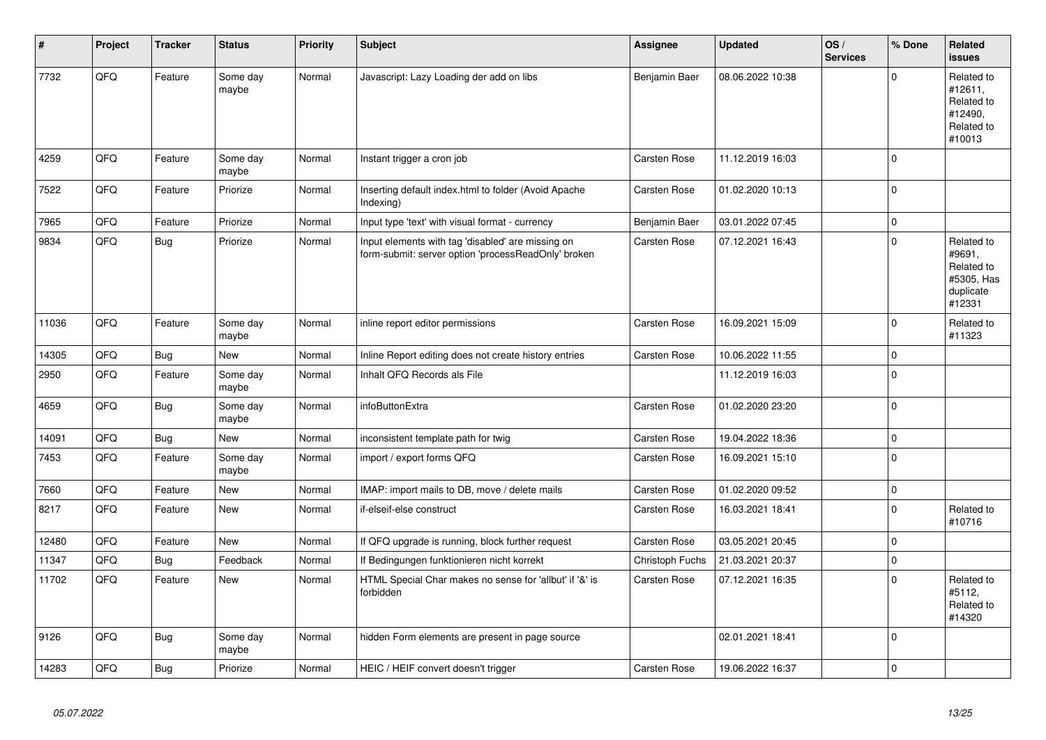| # | Project | Tracker | Status | Priority | Subject | Assignee | Updated | OS / Services | % Done | Related issues |
|---|---|---|---|---|---|---|---|---|---|---|
| 7732 | QFQ | Feature | Some day maybe | Normal | Javascript: Lazy Loading der add on libs | Benjamin Baer | 08.06.2022 10:38 | | 0 | Related to #12611, Related to #12490, Related to #10013 |
| 4259 | QFQ | Feature | Some day maybe | Normal | Instant trigger a cron job | Carsten Rose | 11.12.2019 16:03 | | 0 | |
| 7522 | QFQ | Feature | Priorize | Normal | Inserting default index.html to folder (Avoid Apache Indexing) | Carsten Rose | 01.02.2020 10:13 | | 0 | |
| 7965 | QFQ | Feature | Priorize | Normal | Input type 'text' with visual format - currency | Benjamin Baer | 03.01.2022 07:45 | | 0 | |
| 9834 | QFQ | Bug | Priorize | Normal | Input elements with tag 'disabled' are missing on form-submit: server option 'processReadOnly' broken | Carsten Rose | 07.12.2021 16:43 | | 0 | Related to #9691, Related to #5305, Has duplicate #12331 |
| 11036 | QFQ | Feature | Some day maybe | Normal | inline report editor permissions | Carsten Rose | 16.09.2021 15:09 | | 0 | Related to #11323 |
| 14305 | QFQ | Bug | New | Normal | Inline Report editing does not create history entries | Carsten Rose | 10.06.2022 11:55 | | 0 | |
| 2950 | QFQ | Feature | Some day maybe | Normal | Inhalt QFQ Records als File | | 11.12.2019 16:03 | | 0 | |
| 4659 | QFQ | Bug | Some day maybe | Normal | infoButtonExtra | Carsten Rose | 01.02.2020 23:20 | | 0 | |
| 14091 | QFQ | Bug | New | Normal | inconsistent template path for twig | Carsten Rose | 19.04.2022 18:36 | | 0 | |
| 7453 | QFQ | Feature | Some day maybe | Normal | import / export forms QFQ | Carsten Rose | 16.09.2021 15:10 | | 0 | |
| 7660 | QFQ | Feature | New | Normal | IMAP: import mails to DB, move / delete mails | Carsten Rose | 01.02.2020 09:52 | | 0 | |
| 8217 | QFQ | Feature | New | Normal | if-elseif-else construct | Carsten Rose | 16.03.2021 18:41 | | 0 | Related to #10716 |
| 12480 | QFQ | Feature | New | Normal | If QFQ upgrade is running, block further request | Carsten Rose | 03.05.2021 20:45 | | 0 | |
| 11347 | QFQ | Bug | Feedback | Normal | If Bedingungen funktionieren nicht korrekt | Christoph Fuchs | 21.03.2021 20:37 | | 0 | |
| 11702 | QFQ | Feature | New | Normal | HTML Special Char makes no sense for 'allbut' if '&' is forbidden | Carsten Rose | 07.12.2021 16:35 | | 0 | Related to #5112, Related to #14320 |
| 9126 | QFQ | Bug | Some day maybe | Normal | hidden Form elements are present in page source | | 02.01.2021 18:41 | | 0 | |
| 14283 | QFQ | Bug | Priorize | Normal | HEIC / HEIF convert doesn't trigger | Carsten Rose | 19.06.2022 16:37 | | 0 | |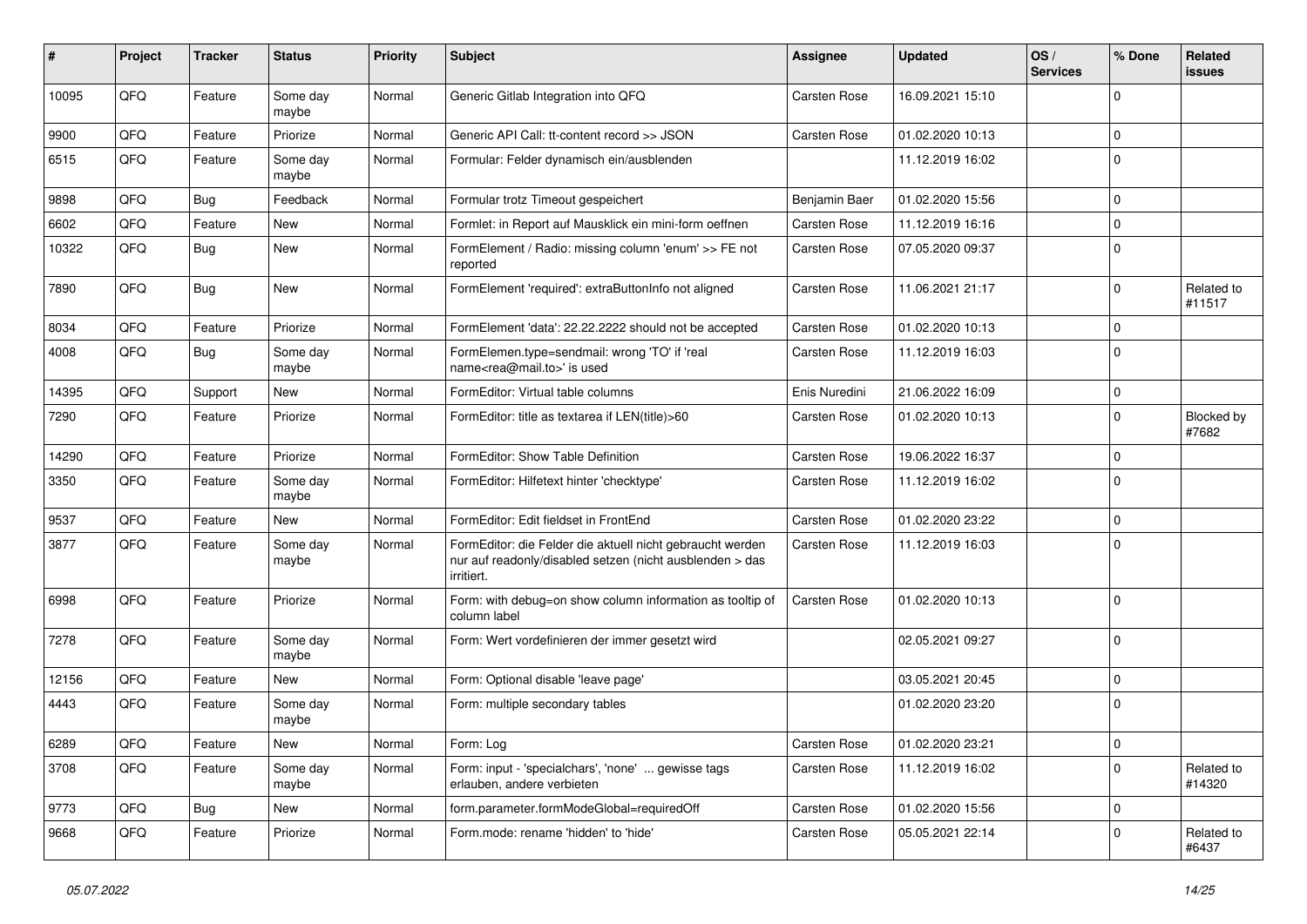| # | Project | Tracker | Status | Priority | Subject | Assignee | Updated | OS / Services | % Done | Related issues |
|---|---|---|---|---|---|---|---|---|---|---|
| 10095 | QFQ | Feature | Some day maybe | Normal | Generic Gitlab Integration into QFQ | Carsten Rose | 16.09.2021 15:10 | | 0 | |
| 9900 | QFQ | Feature | Priorize | Normal | Generic API Call: tt-content record >> JSON | Carsten Rose | 01.02.2020 10:13 | | 0 | |
| 6515 | QFQ | Feature | Some day maybe | Normal | Formular: Felder dynamisch ein/ausblenden | | 11.12.2019 16:02 | | 0 | |
| 9898 | QFQ | Bug | Feedback | Normal | Formular trotz Timeout gespeichert | Benjamin Baer | 01.02.2020 15:56 | | 0 | |
| 6602 | QFQ | Feature | New | Normal | Formlet: in Report auf Mausklick ein mini-form oeffnen | Carsten Rose | 11.12.2019 16:16 | | 0 | |
| 10322 | QFQ | Bug | New | Normal | FormElement / Radio: missing column 'enum' >> FE not reported | Carsten Rose | 07.05.2020 09:37 | | 0 | |
| 7890 | QFQ | Bug | New | Normal | FormElement 'required': extraButtonInfo not aligned | Carsten Rose | 11.06.2021 21:17 | | 0 | Related to #11517 |
| 8034 | QFQ | Feature | Priorize | Normal | FormElement 'data': 22.22.2222 should not be accepted | Carsten Rose | 01.02.2020 10:13 | | 0 | |
| 4008 | QFQ | Bug | Some day maybe | Normal | FormElemen.type=sendmail: wrong 'TO' if 'real name<rea@mail.to>' is used | Carsten Rose | 11.12.2019 16:03 | | 0 | |
| 14395 | QFQ | Support | New | Normal | FormEditor: Virtual table columns | Enis Nuredini | 21.06.2022 16:09 | | 0 | |
| 7290 | QFQ | Feature | Priorize | Normal | FormEditor: title as textarea if LEN(title)>60 | Carsten Rose | 01.02.2020 10:13 | | 0 | Blocked by #7682 |
| 14290 | QFQ | Feature | Priorize | Normal | FormEditor: Show Table Definition | Carsten Rose | 19.06.2022 16:37 | | 0 | |
| 3350 | QFQ | Feature | Some day maybe | Normal | FormEditor: Hilfetext hinter 'checktype' | Carsten Rose | 11.12.2019 16:02 | | 0 | |
| 9537 | QFQ | Feature | New | Normal | FormEditor: Edit fieldset in FrontEnd | Carsten Rose | 01.02.2020 23:22 | | 0 | |
| 3877 | QFQ | Feature | Some day maybe | Normal | FormEditor: die Felder die aktuell nicht gebraucht werden nur auf readonly/disabled setzen (nicht ausblenden > das irritiert. | Carsten Rose | 11.12.2019 16:03 | | 0 | |
| 6998 | QFQ | Feature | Priorize | Normal | Form: with debug=on show column information as tooltip of column label | Carsten Rose | 01.02.2020 10:13 | | 0 | |
| 7278 | QFQ | Feature | Some day maybe | Normal | Form: Wert vordefinieren der immer gesetzt wird | | 02.05.2021 09:27 | | 0 | |
| 12156 | QFQ | Feature | New | Normal | Form: Optional disable 'leave page' | | 03.05.2021 20:45 | | 0 | |
| 4443 | QFQ | Feature | Some day maybe | Normal | Form: multiple secondary tables | | 01.02.2020 23:20 | | 0 | |
| 6289 | QFQ | Feature | New | Normal | Form: Log | Carsten Rose | 01.02.2020 23:21 | | 0 | |
| 3708 | QFQ | Feature | Some day maybe | Normal | Form: input - 'specialchars', 'none' ... gewisse tags erlauben, andere verbieten | Carsten Rose | 11.12.2019 16:02 | | 0 | Related to #14320 |
| 9773 | QFQ | Bug | New | Normal | form.parameter.formModeGlobal=requiredOff | Carsten Rose | 01.02.2020 15:56 | | 0 | |
| 9668 | QFQ | Feature | Priorize | Normal | Form.mode: rename 'hidden' to 'hide' | Carsten Rose | 05.05.2021 22:14 | | 0 | Related to #6437 |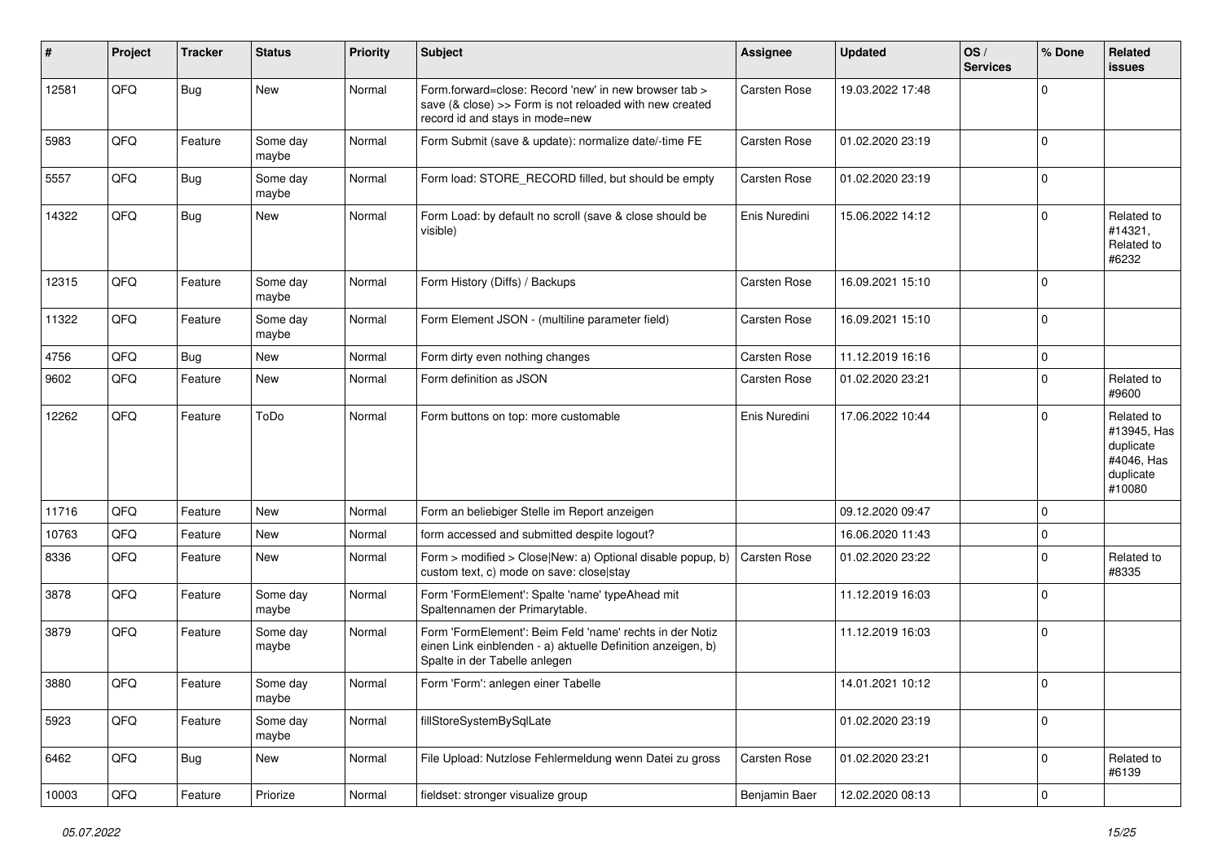| # | Project | Tracker | Status | Priority | Subject | Assignee | Updated | OS / Services | % Done | Related issues |
|---|---|---|---|---|---|---|---|---|---|---|
| 12581 | QFQ | Bug | New | Normal | Form.forward=close: Record 'new' in new browser tab > save (& close) >> Form is not reloaded with new created record id and stays in mode=new | Carsten Rose | 19.03.2022 17:48 | | 0 | |
| 5983 | QFQ | Feature | Some day maybe | Normal | Form Submit (save & update): normalize date/-time FE | Carsten Rose | 01.02.2020 23:19 | | 0 | |
| 5557 | QFQ | Bug | Some day maybe | Normal | Form load: STORE_RECORD filled, but should be empty | Carsten Rose | 01.02.2020 23:19 | | 0 | |
| 14322 | QFQ | Bug | New | Normal | Form Load: by default no scroll (save & close should be visible) | Enis Nuredini | 15.06.2022 14:12 | | 0 | Related to #14321, Related to #6232 |
| 12315 | QFQ | Feature | Some day maybe | Normal | Form History (Diffs) / Backups | Carsten Rose | 16.09.2021 15:10 | | 0 | |
| 11322 | QFQ | Feature | Some day maybe | Normal | Form Element JSON - (multiline parameter field) | Carsten Rose | 16.09.2021 15:10 | | 0 | |
| 4756 | QFQ | Bug | New | Normal | Form dirty even nothing changes | Carsten Rose | 11.12.2019 16:16 | | 0 | |
| 9602 | QFQ | Feature | New | Normal | Form definition as JSON | Carsten Rose | 01.02.2020 23:21 | | 0 | Related to #9600 |
| 12262 | QFQ | Feature | ToDo | Normal | Form buttons on top: more customable | Enis Nuredini | 17.06.2022 10:44 | | 0 | Related to #13945, Has duplicate #4046, Has duplicate #10080 |
| 11716 | QFQ | Feature | New | Normal | Form an beliebiger Stelle im Report anzeigen | | 09.12.2020 09:47 | | 0 | |
| 10763 | QFQ | Feature | New | Normal | form accessed and submitted despite logout? | | 16.06.2020 11:43 | | 0 | |
| 8336 | QFQ | Feature | New | Normal | Form > modified > Close\|New: a) Optional disable popup, b) custom text, c) mode on save: close\|stay | Carsten Rose | 01.02.2020 23:22 | | 0 | Related to #8335 |
| 3878 | QFQ | Feature | Some day maybe | Normal | Form 'FormElement': Spalte 'name' typeAhead mit Spaltennamen der Primarytable. | | 11.12.2019 16:03 | | 0 | |
| 3879 | QFQ | Feature | Some day maybe | Normal | Form 'FormElement': Beim Feld 'name' rechts in der Notiz einen Link einblenden - a) aktuelle Definition anzeigen, b) Spalte in der Tabelle anlegen | | 11.12.2019 16:03 | | 0 | |
| 3880 | QFQ | Feature | Some day maybe | Normal | Form 'Form': anlegen einer Tabelle | | 14.01.2021 10:12 | | 0 | |
| 5923 | QFQ | Feature | Some day maybe | Normal | fillStoreSystemBySqlLate | | 01.02.2020 23:19 | | 0 | |
| 6462 | QFQ | Bug | New | Normal | File Upload: Nutzlose Fehlermeldung wenn Datei zu gross | Carsten Rose | 01.02.2020 23:21 | | 0 | Related to #6139 |
| 10003 | QFQ | Feature | Priorize | Normal | fieldset: stronger visualize group | Benjamin Baer | 12.02.2020 08:13 | | 0 | |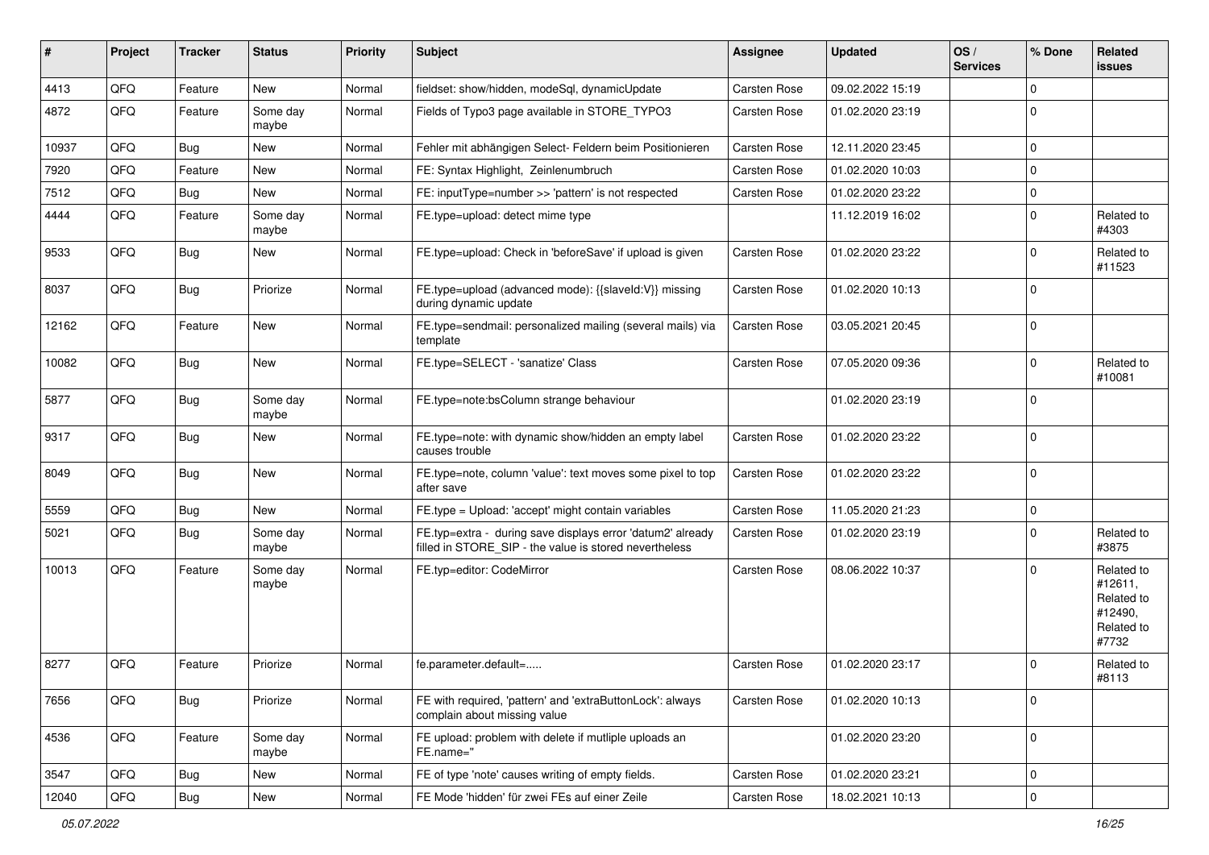| # | Project | Tracker | Status | Priority | Subject | Assignee | Updated | OS / Services | % Done | Related issues |
|---|---|---|---|---|---|---|---|---|---|---|
| 4413 | QFQ | Feature | New | Normal | fieldset: show/hidden, modeSql, dynamicUpdate | Carsten Rose | 09.02.2022 15:19 | | 0 | |
| 4872 | QFQ | Feature | Some day maybe | Normal | Fields of Typo3 page available in STORE_TYPO3 | Carsten Rose | 01.02.2020 23:19 | | 0 | |
| 10937 | QFQ | Bug | New | Normal | Fehler mit abhängigen Select- Feldern beim Positionieren | Carsten Rose | 12.11.2020 23:45 | | 0 | |
| 7920 | QFQ | Feature | New | Normal | FE: Syntax Highlight, Zeinlenumbruch | Carsten Rose | 01.02.2020 10:03 | | 0 | |
| 7512 | QFQ | Bug | New | Normal | FE: inputType=number >> 'pattern' is not respected | Carsten Rose | 01.02.2020 23:22 | | 0 | |
| 4444 | QFQ | Feature | Some day maybe | Normal | FE.type=upload: detect mime type | | 11.12.2019 16:02 | | 0 | Related to #4303 |
| 9533 | QFQ | Bug | New | Normal | FE.type=upload: Check in 'beforeSave' if upload is given | Carsten Rose | 01.02.2020 23:22 | | 0 | Related to #11523 |
| 8037 | QFQ | Bug | Priorize | Normal | FE.type=upload (advanced mode): {{slaveId:V}} missing during dynamic update | Carsten Rose | 01.02.2020 10:13 | | 0 | |
| 12162 | QFQ | Feature | New | Normal | FE.type=sendmail: personalized mailing (several mails) via template | Carsten Rose | 03.05.2021 20:45 | | 0 | |
| 10082 | QFQ | Bug | New | Normal | FE.type=SELECT - 'sanatize' Class | Carsten Rose | 07.05.2020 09:36 | | 0 | Related to #10081 |
| 5877 | QFQ | Bug | Some day maybe | Normal | FE.type=note:bsColumn strange behaviour | | 01.02.2020 23:19 | | 0 | |
| 9317 | QFQ | Bug | New | Normal | FE.type=note: with dynamic show/hidden an empty label causes trouble | Carsten Rose | 01.02.2020 23:22 | | 0 | |
| 8049 | QFQ | Bug | New | Normal | FE.type=note, column 'value': text moves some pixel to top after save | Carsten Rose | 01.02.2020 23:22 | | 0 | |
| 5559 | QFQ | Bug | New | Normal | FE.type = Upload: 'accept' might contain variables | Carsten Rose | 11.05.2020 21:23 | | 0 | |
| 5021 | QFQ | Bug | Some day maybe | Normal | FE.typ=extra - during save displays error 'datum2' already filled in STORE_SIP - the value is stored nevertheless | Carsten Rose | 01.02.2020 23:19 | | 0 | Related to #3875 |
| 10013 | QFQ | Feature | Some day maybe | Normal | FE.typ=editor: CodeMirror | Carsten Rose | 08.06.2022 10:37 | | 0 | Related to #12611, Related to #12490, Related to #7732 |
| 8277 | QFQ | Feature | Priorize | Normal | fe.parameter.default=..... | Carsten Rose | 01.02.2020 23:17 | | 0 | Related to #8113 |
| 7656 | QFQ | Bug | Priorize | Normal | FE with required, 'pattern' and 'extraButtonLock': always complain about missing value | Carsten Rose | 01.02.2020 10:13 | | 0 | |
| 4536 | QFQ | Feature | Some day maybe | Normal | FE upload: problem with delete if mutliple uploads an FE.name=" | | 01.02.2020 23:20 | | 0 | |
| 3547 | QFQ | Bug | New | Normal | FE of type 'note' causes writing of empty fields. | Carsten Rose | 01.02.2020 23:21 | | 0 | |
| 12040 | QFQ | Bug | New | Normal | FE Mode 'hidden' für zwei FEs auf einer Zeile | Carsten Rose | 18.02.2021 10:13 | | 0 | |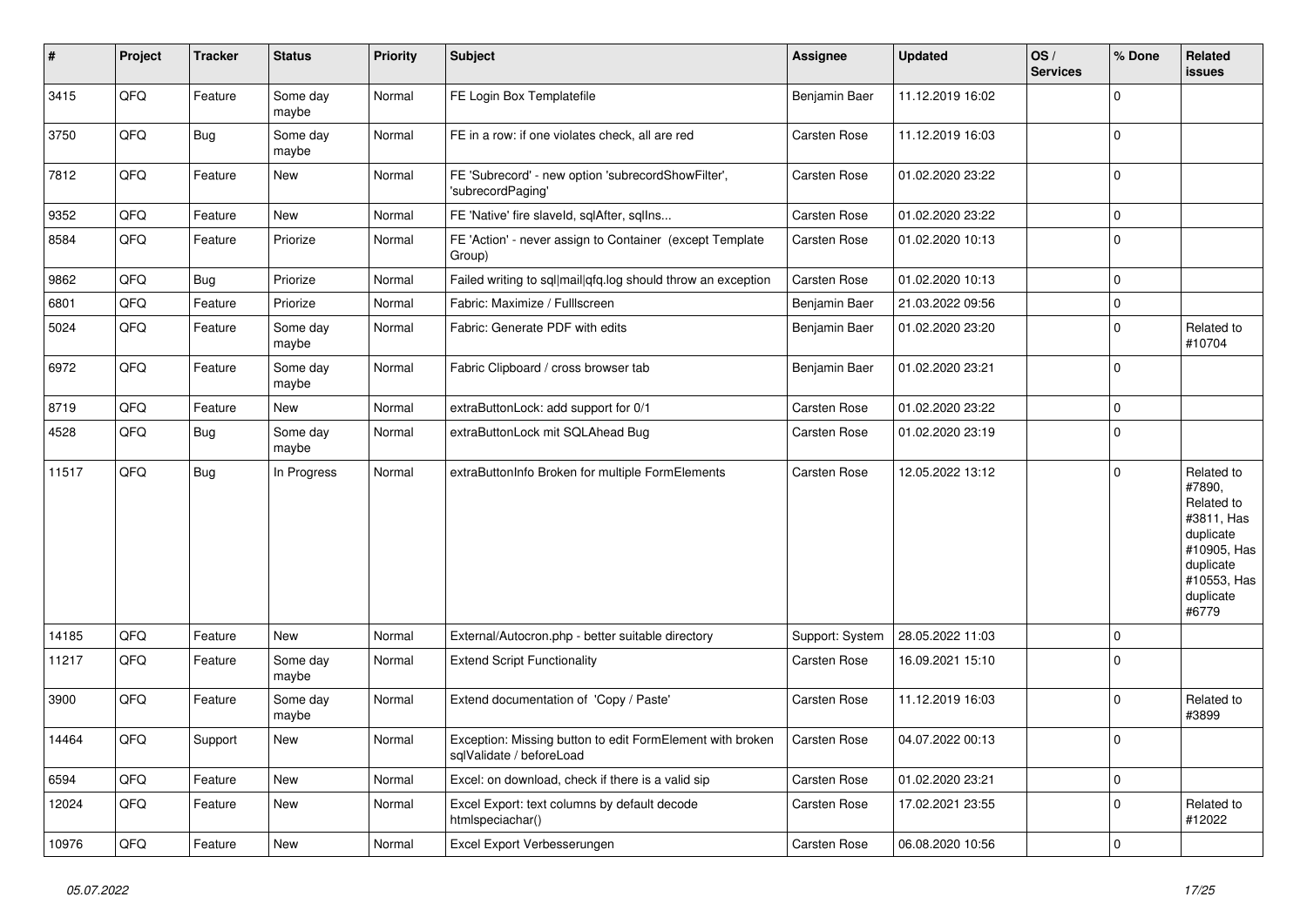| # | Project | Tracker | Status | Priority | Subject | Assignee | Updated | OS / Services | % Done | Related issues |
|---|---|---|---|---|---|---|---|---|---|---|
| 3415 | QFQ | Feature | Some day maybe | Normal | FE Login Box Templatefile | Benjamin Baer | 11.12.2019 16:02 | | 0 | |
| 3750 | QFQ | Bug | Some day maybe | Normal | FE in a row: if one violates check, all are red | Carsten Rose | 11.12.2019 16:03 | | 0 | |
| 7812 | QFQ | Feature | New | Normal | FE 'Subrecord' - new option 'subrecordShowFilter', 'subrecordPaging' | Carsten Rose | 01.02.2020 23:22 | | 0 | |
| 9352 | QFQ | Feature | New | Normal | FE 'Native' fire slaveId, sqlAfter, sqlIns... | Carsten Rose | 01.02.2020 23:22 | | 0 | |
| 8584 | QFQ | Feature | Priorize | Normal | FE 'Action' - never assign to Container (except Template Group) | Carsten Rose | 01.02.2020 10:13 | | 0 | |
| 9862 | QFQ | Bug | Priorize | Normal | Failed writing to sql\|mail\|qfq.log should throw an exception | Carsten Rose | 01.02.2020 10:13 | | 0 | |
| 6801 | QFQ | Feature | Priorize | Normal | Fabric: Maximize / Fulllscreen | Benjamin Baer | 21.03.2022 09:56 | | 0 | |
| 5024 | QFQ | Feature | Some day maybe | Normal | Fabric: Generate PDF with edits | Benjamin Baer | 01.02.2020 23:20 | | 0 | Related to #10704 |
| 6972 | QFQ | Feature | Some day maybe | Normal | Fabric Clipboard / cross browser tab | Benjamin Baer | 01.02.2020 23:21 | | 0 | |
| 8719 | QFQ | Feature | New | Normal | extraButtonLock: add support for 0/1 | Carsten Rose | 01.02.2020 23:22 | | 0 | |
| 4528 | QFQ | Bug | Some day maybe | Normal | extraButtonLock mit SQLAhead Bug | Carsten Rose | 01.02.2020 23:19 | | 0 | |
| 11517 | QFQ | Bug | In Progress | Normal | extraButtonInfo Broken for multiple FormElements | Carsten Rose | 12.05.2022 13:12 | | 0 | Related to #7890, Related to #3811, Has duplicate #10905, Has duplicate #10553, Has duplicate #6779 |
| 14185 | QFQ | Feature | New | Normal | External/Autocron.php - better suitable directory | Support: System | 28.05.2022 11:03 | | 0 | |
| 11217 | QFQ | Feature | Some day maybe | Normal | Extend Script Functionality | Carsten Rose | 16.09.2021 15:10 | | 0 | |
| 3900 | QFQ | Feature | Some day maybe | Normal | Extend documentation of 'Copy / Paste' | Carsten Rose | 11.12.2019 16:03 | | 0 | Related to #3899 |
| 14464 | QFQ | Support | New | Normal | Exception: Missing button to edit FormElement with broken sqlValidate / beforeLoad | Carsten Rose | 04.07.2022 00:13 | | 0 | |
| 6594 | QFQ | Feature | New | Normal | Excel: on download, check if there is a valid sip | Carsten Rose | 01.02.2020 23:21 | | 0 | |
| 12024 | QFQ | Feature | New | Normal | Excel Export: text columns by default decode htmlspeciachar() | Carsten Rose | 17.02.2021 23:55 | | 0 | Related to #12022 |
| 10976 | QFQ | Feature | New | Normal | Excel Export Verbesserungen | Carsten Rose | 06.08.2020 10:56 | | 0 | |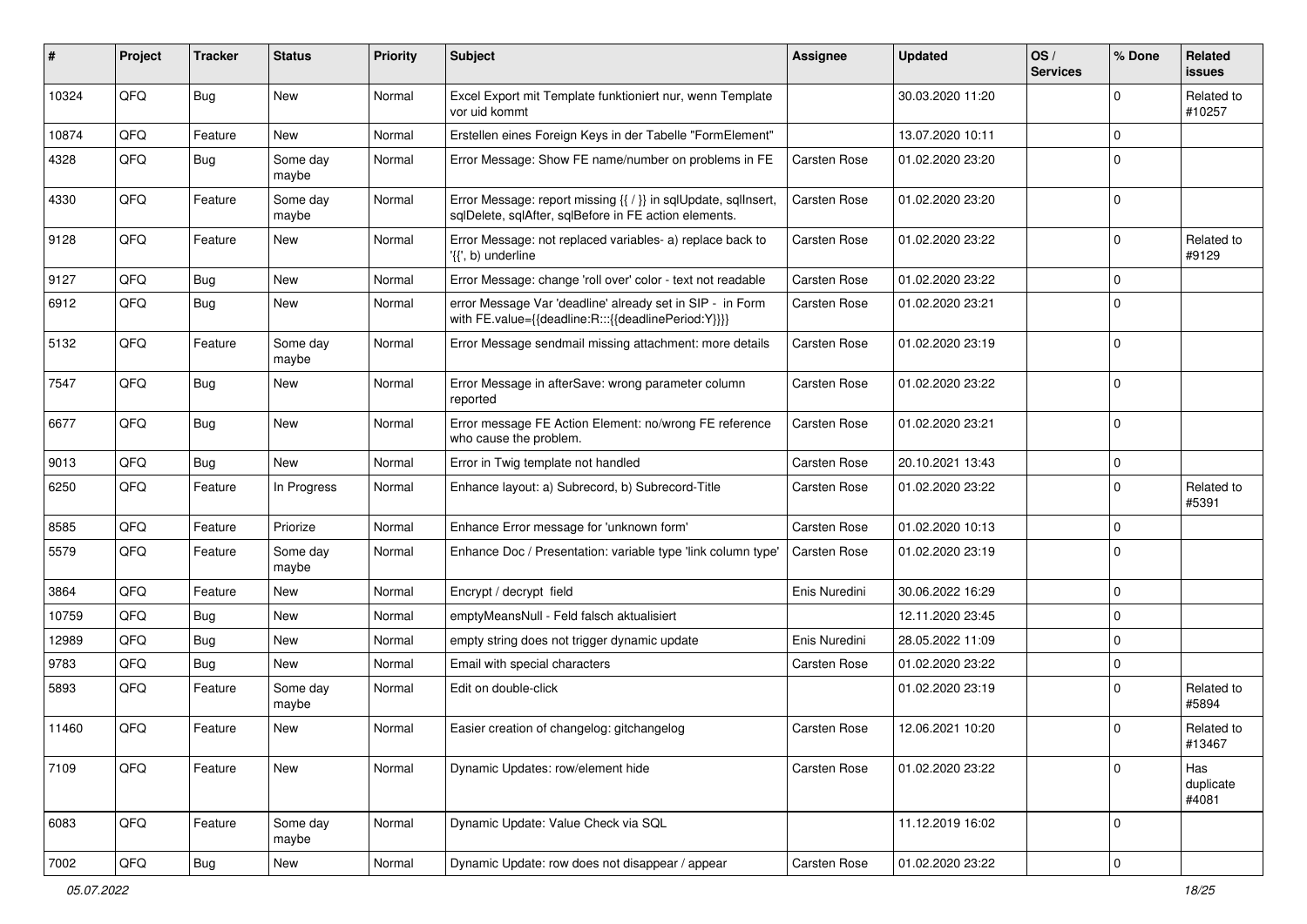| # | Project | Tracker | Status | Priority | Subject | Assignee | Updated | OS / Services | % Done | Related issues |
|---|---|---|---|---|---|---|---|---|---|---|
| 10324 | QFQ | Bug | New | Normal | Excel Export mit Template funktioniert nur, wenn Template vor uid kommt | | 30.03.2020 11:20 | | 0 | Related to #10257 |
| 10874 | QFQ | Feature | New | Normal | Erstellen eines Foreign Keys in der Tabelle "FormElement" | | 13.07.2020 10:11 | | 0 | |
| 4328 | QFQ | Bug | Some day maybe | Normal | Error Message: Show FE name/number on problems in FE | Carsten Rose | 01.02.2020 23:20 | | 0 | |
| 4330 | QFQ | Feature | Some day maybe | Normal | Error Message: report missing {{ / }} in sqlUpdate, sqlInsert, sqlDelete, sqlAfter, sqlBefore in FE action elements. | Carsten Rose | 01.02.2020 23:20 | | 0 | |
| 9128 | QFQ | Feature | New | Normal | Error Message: not replaced variables- a) replace back to '{{', b) underline | Carsten Rose | 01.02.2020 23:22 | | 0 | Related to #9129 |
| 9127 | QFQ | Bug | New | Normal | Error Message: change 'roll over' color - text not readable | Carsten Rose | 01.02.2020 23:22 | | 0 | |
| 6912 | QFQ | Bug | New | Normal | error Message Var 'deadline' already set in SIP - in Form with FE.value={{deadline:R:::{{deadlinePeriod:Y}}}} | Carsten Rose | 01.02.2020 23:21 | | 0 | |
| 5132 | QFQ | Feature | Some day maybe | Normal | Error Message sendmail missing attachment: more details | Carsten Rose | 01.02.2020 23:19 | | 0 | |
| 7547 | QFQ | Bug | New | Normal | Error Message in afterSave: wrong parameter column reported | Carsten Rose | 01.02.2020 23:22 | | 0 | |
| 6677 | QFQ | Bug | New | Normal | Error message FE Action Element: no/wrong FE reference who cause the problem. | Carsten Rose | 01.02.2020 23:21 | | 0 | |
| 9013 | QFQ | Bug | New | Normal | Error in Twig template not handled | Carsten Rose | 20.10.2021 13:43 | | 0 | |
| 6250 | QFQ | Feature | In Progress | Normal | Enhance layout: a) Subrecord, b) Subrecord-Title | Carsten Rose | 01.02.2020 23:22 | | 0 | Related to #5391 |
| 8585 | QFQ | Feature | Priorize | Normal | Enhance Error message for 'unknown form' | Carsten Rose | 01.02.2020 10:13 | | 0 | |
| 5579 | QFQ | Feature | Some day maybe | Normal | Enhance Doc / Presentation: variable type 'link column type' | Carsten Rose | 01.02.2020 23:19 | | 0 | |
| 3864 | QFQ | Feature | New | Normal | Encrypt / decrypt field | Enis Nuredini | 30.06.2022 16:29 | | 0 | |
| 10759 | QFQ | Bug | New | Normal | emptyMeansNull - Feld falsch aktualisiert | | 12.11.2020 23:45 | | 0 | |
| 12989 | QFQ | Bug | New | Normal | empty string does not trigger dynamic update | Enis Nuredini | 28.05.2022 11:09 | | 0 | |
| 9783 | QFQ | Bug | New | Normal | Email with special characters | Carsten Rose | 01.02.2020 23:22 | | 0 | |
| 5893 | QFQ | Feature | Some day maybe | Normal | Edit on double-click | | 01.02.2020 23:19 | | 0 | Related to #5894 |
| 11460 | QFQ | Feature | New | Normal | Easier creation of changelog: gitchangelog | Carsten Rose | 12.06.2021 10:20 | | 0 | Related to #13467 |
| 7109 | QFQ | Feature | New | Normal | Dynamic Updates: row/element hide | Carsten Rose | 01.02.2020 23:22 | | 0 | Has duplicate #4081 |
| 6083 | QFQ | Feature | Some day maybe | Normal | Dynamic Update: Value Check via SQL | | 11.12.2019 16:02 | | 0 | |
| 7002 | QFQ | Bug | New | Normal | Dynamic Update: row does not disappear / appear | Carsten Rose | 01.02.2020 23:22 | | 0 | |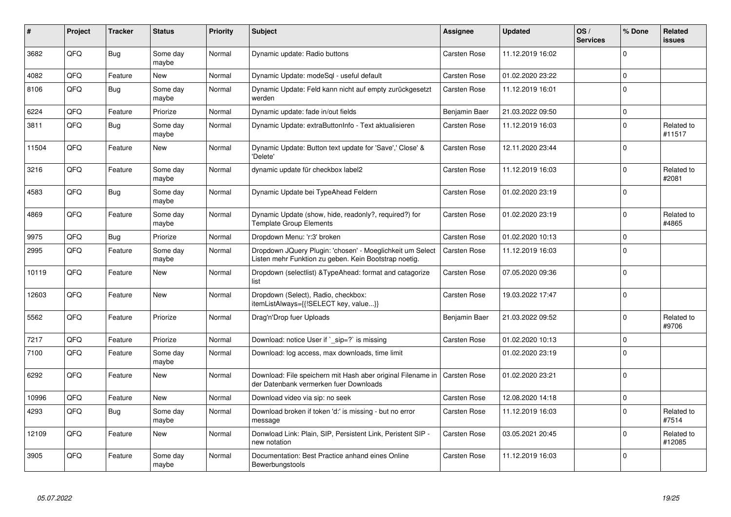| # | Project | Tracker | Status | Priority | Subject | Assignee | Updated | OS / Services | % Done | Related issues |
|---|---|---|---|---|---|---|---|---|---|---|
| 3682 | QFQ | Bug | Some day maybe | Normal | Dynamic update: Radio buttons | Carsten Rose | 11.12.2019 16:02 | | 0 | |
| 4082 | QFQ | Feature | New | Normal | Dynamic Update: modeSql - useful default | Carsten Rose | 01.02.2020 23:22 | | 0 | |
| 8106 | QFQ | Bug | Some day maybe | Normal | Dynamic Update: Feld kann nicht auf empty zurückgesetzt werden | Carsten Rose | 11.12.2019 16:01 | | 0 | |
| 6224 | QFQ | Feature | Priorize | Normal | Dynamic update: fade in/out fields | Benjamin Baer | 21.03.2022 09:50 | | 0 | |
| 3811 | QFQ | Bug | Some day maybe | Normal | Dynamic Update: extraButtonInfo - Text aktualisieren | Carsten Rose | 11.12.2019 16:03 | | 0 | Related to #11517 |
| 11504 | QFQ | Feature | New | Normal | Dynamic Update: Button text update for 'Save',' Close' & 'Delete' | Carsten Rose | 12.11.2020 23:44 | | 0 | |
| 3216 | QFQ | Feature | Some day maybe | Normal | dynamic update für checkbox label2 | Carsten Rose | 11.12.2019 16:03 | | 0 | Related to #2081 |
| 4583 | QFQ | Bug | Some day maybe | Normal | Dynamic Update bei TypeAhead Feldern | Carsten Rose | 01.02.2020 23:19 | | 0 | |
| 4869 | QFQ | Feature | Some day maybe | Normal | Dynamic Update (show, hide, readonly?, required?) for Template Group Elements | Carsten Rose | 01.02.2020 23:19 | | 0 | Related to #4865 |
| 9975 | QFQ | Bug | Priorize | Normal | Dropdown Menu: 'r:3' broken | Carsten Rose | 01.02.2020 10:13 | | 0 | |
| 2995 | QFQ | Feature | Some day maybe | Normal | Dropdown JQuery Plugin: 'chosen' - Moeglichkeit um Select Listen mehr Funktion zu geben. Kein Bootstrap noetig. | Carsten Rose | 11.12.2019 16:03 | | 0 | |
| 10119 | QFQ | Feature | New | Normal | Dropdown (selectlist) &TypeAhead: format and catagorize list | Carsten Rose | 07.05.2020 09:36 | | 0 | |
| 12603 | QFQ | Feature | New | Normal | Dropdown (Select), Radio, checkbox: itemListAlways={{!SELECT key, value...}} | Carsten Rose | 19.03.2022 17:47 | | 0 | |
| 5562 | QFQ | Feature | Priorize | Normal | Drag'n'Drop fuer Uploads | Benjamin Baer | 21.03.2022 09:52 | | 0 | Related to #9706 |
| 7217 | QFQ | Feature | Priorize | Normal | Download: notice User if `_sip=?` is missing | Carsten Rose | 01.02.2020 10:13 | | 0 | |
| 7100 | QFQ | Feature | Some day maybe | Normal | Download: log access, max downloads, time limit | | 01.02.2020 23:19 | | 0 | |
| 6292 | QFQ | Feature | New | Normal | Download: File speichern mit Hash aber original Filename in der Datenbank vermerken fuer Downloads | Carsten Rose | 01.02.2020 23:21 | | 0 | |
| 10996 | QFQ | Feature | New | Normal | Download video via sip: no seek | Carsten Rose | 12.08.2020 14:18 | | 0 | |
| 4293 | QFQ | Bug | Some day maybe | Normal | Download broken if token 'd:' is missing - but no error message | Carsten Rose | 11.12.2019 16:03 | | 0 | Related to #7514 |
| 12109 | QFQ | Feature | New | Normal | Donwload Link: Plain, SIP, Persistent Link, Peristent SIP - new notation | Carsten Rose | 03.05.2021 20:45 | | 0 | Related to #12085 |
| 3905 | QFQ | Feature | Some day maybe | Normal | Documentation: Best Practice anhand eines Online Bewerbungstools | Carsten Rose | 11.12.2019 16:03 | | 0 | |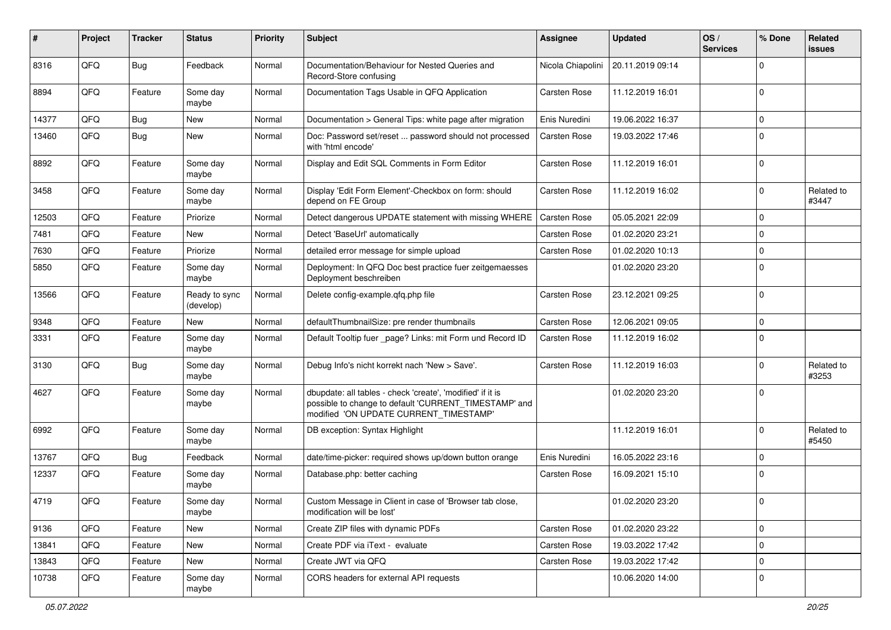| # | Project | Tracker | Status | Priority | Subject | Assignee | Updated | OS / Services | % Done | Related issues |
|---|---|---|---|---|---|---|---|---|---|---|
| 8316 | QFQ | Bug | Feedback | Normal | Documentation/Behaviour for Nested Queries and Record-Store confusing | Nicola Chiapolini | 20.11.2019 09:14 | | 0 | |
| 8894 | QFQ | Feature | Some day maybe | Normal | Documentation Tags Usable in QFQ Application | Carsten Rose | 11.12.2019 16:01 | | 0 | |
| 14377 | QFQ | Bug | New | Normal | Documentation > General Tips: white page after migration | Enis Nuredini | 19.06.2022 16:37 | | 0 | |
| 13460 | QFQ | Bug | New | Normal | Doc: Password set/reset ... password should not processed with 'html encode' | Carsten Rose | 19.03.2022 17:46 | | 0 | |
| 8892 | QFQ | Feature | Some day maybe | Normal | Display and Edit SQL Comments in Form Editor | Carsten Rose | 11.12.2019 16:01 | | 0 | |
| 3458 | QFQ | Feature | Some day maybe | Normal | Display 'Edit Form Element'-Checkbox on form: should depend on FE Group | Carsten Rose | 11.12.2019 16:02 | | 0 | Related to #3447 |
| 12503 | QFQ | Feature | Priorize | Normal | Detect dangerous UPDATE statement with missing WHERE | Carsten Rose | 05.05.2021 22:09 | | 0 | |
| 7481 | QFQ | Feature | New | Normal | Detect 'BaseUrl' automatically | Carsten Rose | 01.02.2020 23:21 | | 0 | |
| 7630 | QFQ | Feature | Priorize | Normal | detailed error message for simple upload | Carsten Rose | 01.02.2020 10:13 | | 0 | |
| 5850 | QFQ | Feature | Some day maybe | Normal | Deployment: In QFQ Doc best practice fuer zeitgemaesses Deployment beschreiben | | 01.02.2020 23:20 | | 0 | |
| 13566 | QFQ | Feature | Ready to sync (develop) | Normal | Delete config-example.qfq.php file | Carsten Rose | 23.12.2021 09:25 | | 0 | |
| 9348 | QFQ | Feature | New | Normal | defaultThumbnailSize: pre render thumbnails | Carsten Rose | 12.06.2021 09:05 | | 0 | |
| 3331 | QFQ | Feature | Some day maybe | Normal | Default Tooltip fuer _page? Links: mit Form und Record ID | Carsten Rose | 11.12.2019 16:02 | | 0 | |
| 3130 | QFQ | Bug | Some day maybe | Normal | Debug Info's nicht korrekt nach 'New > Save'. | Carsten Rose | 11.12.2019 16:03 | | 0 | Related to #3253 |
| 4627 | QFQ | Feature | Some day maybe | Normal | dbupdate: all tables - check 'create', 'modified' if it is possible to change to default 'CURRENT_TIMESTAMP' and modified 'ON UPDATE CURRENT_TIMESTAMP' | | 01.02.2020 23:20 | | 0 | |
| 6992 | QFQ | Feature | Some day maybe | Normal | DB exception: Syntax Highlight | | 11.12.2019 16:01 | | 0 | Related to #5450 |
| 13767 | QFQ | Bug | Feedback | Normal | date/time-picker: required shows up/down button orange | Enis Nuredini | 16.05.2022 23:16 | | 0 | |
| 12337 | QFQ | Feature | Some day maybe | Normal | Database.php: better caching | Carsten Rose | 16.09.2021 15:10 | | 0 | |
| 4719 | QFQ | Feature | Some day maybe | Normal | Custom Message in Client in case of 'Browser tab close, modification will be lost' | | 01.02.2020 23:20 | | 0 | |
| 9136 | QFQ | Feature | New | Normal | Create ZIP files with dynamic PDFs | Carsten Rose | 01.02.2020 23:22 | | 0 | |
| 13841 | QFQ | Feature | New | Normal | Create PDF via iText - evaluate | Carsten Rose | 19.03.2022 17:42 | | 0 | |
| 13843 | QFQ | Feature | New | Normal | Create JWT via QFQ | Carsten Rose | 19.03.2022 17:42 | | 0 | |
| 10738 | QFQ | Feature | Some day maybe | Normal | CORS headers for external API requests | | 10.06.2020 14:00 | | 0 | |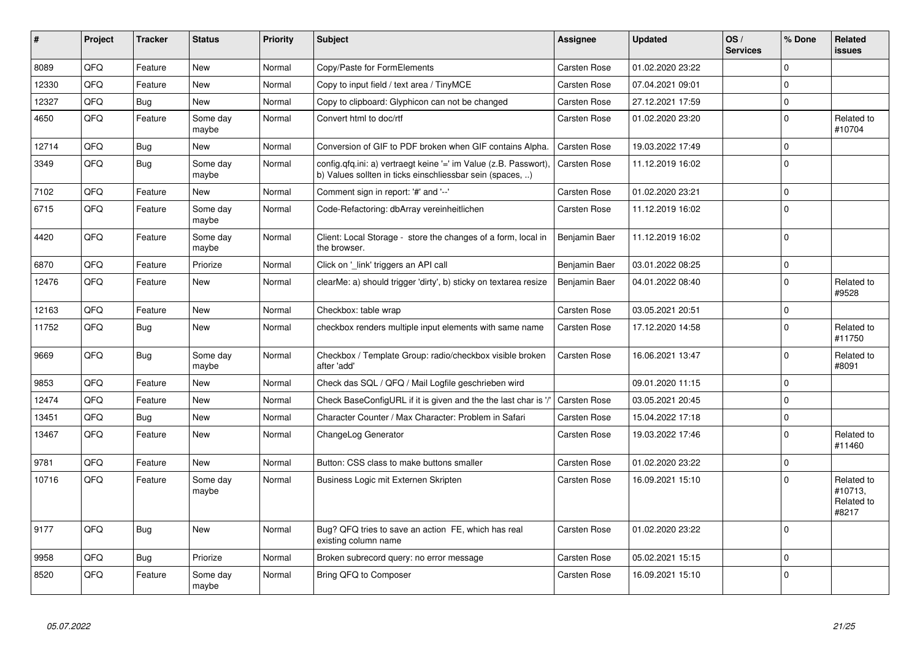| # | Project | Tracker | Status | Priority | Subject | Assignee | Updated | OS / Services | % Done | Related issues |
|---|---|---|---|---|---|---|---|---|---|---|
| 8089 | QFQ | Feature | New | Normal | Copy/Paste for FormElements | Carsten Rose | 01.02.2020 23:22 | | 0 | |
| 12330 | QFQ | Feature | New | Normal | Copy to input field / text area / TinyMCE | Carsten Rose | 07.04.2021 09:01 | | 0 | |
| 12327 | QFQ | Bug | New | Normal | Copy to clipboard: Glyphicon can not be changed | Carsten Rose | 27.12.2021 17:59 | | 0 | |
| 4650 | QFQ | Feature | Some day maybe | Normal | Convert html to doc/rtf | Carsten Rose | 01.02.2020 23:20 | | 0 | Related to #10704 |
| 12714 | QFQ | Bug | New | Normal | Conversion of GIF to PDF broken when GIF contains Alpha. | Carsten Rose | 19.03.2022 17:49 | | 0 | |
| 3349 | QFQ | Bug | Some day maybe | Normal | config.qfq.ini: a) vertraegt keine '=' im Value (z.B. Passwort), b) Values sollten in ticks einschliessbar sein (spaces, ..) | Carsten Rose | 11.12.2019 16:02 | | 0 | |
| 7102 | QFQ | Feature | New | Normal | Comment sign in report: '#' and '--' | Carsten Rose | 01.02.2020 23:21 | | 0 | |
| 6715 | QFQ | Feature | Some day maybe | Normal | Code-Refactoring: dbArray vereinheitlichen | Carsten Rose | 11.12.2019 16:02 | | 0 | |
| 4420 | QFQ | Feature | Some day maybe | Normal | Client: Local Storage - store the changes of a form, local in the browser. | Benjamin Baer | 11.12.2019 16:02 | | 0 | |
| 6870 | QFQ | Feature | Priorize | Normal | Click on '_link' triggers an API call | Benjamin Baer | 03.01.2022 08:25 | | 0 | |
| 12476 | QFQ | Feature | New | Normal | clearMe: a) should trigger 'dirty', b) sticky on textarea resize | Benjamin Baer | 04.01.2022 08:40 | | 0 | Related to #9528 |
| 12163 | QFQ | Feature | New | Normal | Checkbox: table wrap | Carsten Rose | 03.05.2021 20:51 | | 0 | |
| 11752 | QFQ | Bug | New | Normal | checkbox renders multiple input elements with same name | Carsten Rose | 17.12.2020 14:58 | | 0 | Related to #11750 |
| 9669 | QFQ | Bug | Some day maybe | Normal | Checkbox / Template Group: radio/checkbox visible broken after 'add' | Carsten Rose | 16.06.2021 13:47 | | 0 | Related to #8091 |
| 9853 | QFQ | Feature | New | Normal | Check das SQL / QFQ / Mail Logfile geschrieben wird | | 09.01.2020 11:15 | | 0 | |
| 12474 | QFQ | Feature | New | Normal | Check BaseConfigURL if it is given and the the last char is '/' | Carsten Rose | 03.05.2021 20:45 | | 0 | |
| 13451 | QFQ | Bug | New | Normal | Character Counter / Max Character: Problem in Safari | Carsten Rose | 15.04.2022 17:18 | | 0 | |
| 13467 | QFQ | Feature | New | Normal | ChangeLog Generator | Carsten Rose | 19.03.2022 17:46 | | 0 | Related to #11460 |
| 9781 | QFQ | Feature | New | Normal | Button: CSS class to make buttons smaller | Carsten Rose | 01.02.2020 23:22 | | 0 | |
| 10716 | QFQ | Feature | Some day maybe | Normal | Business Logic mit Externen Skripten | Carsten Rose | 16.09.2021 15:10 | | 0 | Related to #10713, Related to #8217 |
| 9177 | QFQ | Bug | New | Normal | Bug? QFQ tries to save an action FE, which has real existing column name | Carsten Rose | 01.02.2020 23:22 | | 0 | |
| 9958 | QFQ | Bug | Priorize | Normal | Broken subrecord query: no error message | Carsten Rose | 05.02.2021 15:15 | | 0 | |
| 8520 | QFQ | Feature | Some day maybe | Normal | Bring QFQ to Composer | Carsten Rose | 16.09.2021 15:10 | | 0 | |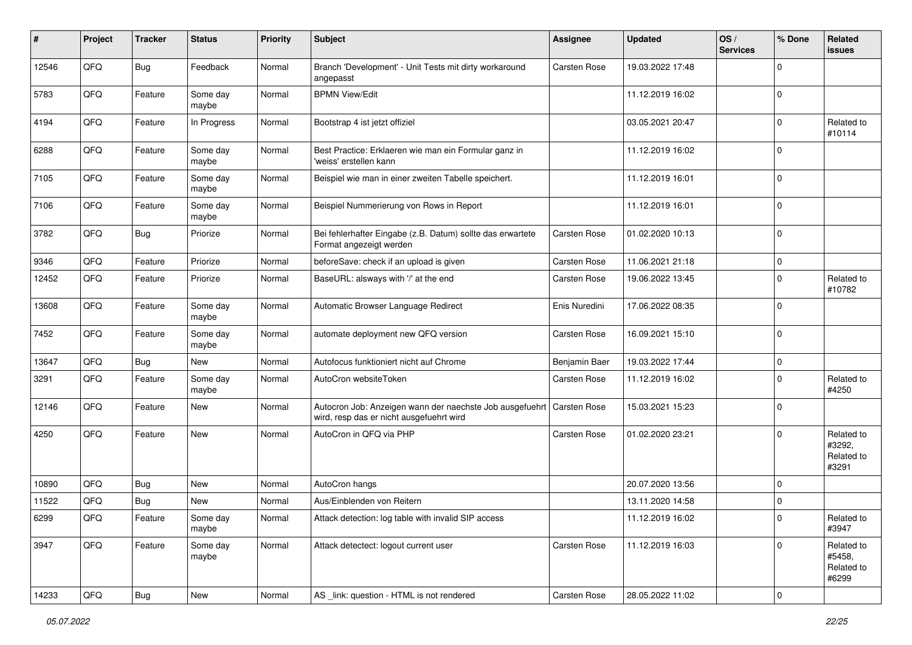| # | Project | Tracker | Status | Priority | Subject | Assignee | Updated | OS / Services | % Done | Related issues |
|---|---|---|---|---|---|---|---|---|---|---|
| 12546 | QFQ | Bug | Feedback | Normal | Branch 'Development' - Unit Tests mit dirty workaround angepasst | Carsten Rose | 19.03.2022 17:48 | | 0 | |
| 5783 | QFQ | Feature | Some day maybe | Normal | BPMN View/Edit | | 11.12.2019 16:02 | | 0 | |
| 4194 | QFQ | Feature | In Progress | Normal | Bootstrap 4 ist jetzt offiziel | | 03.05.2021 20:47 | | 0 | Related to #10114 |
| 6288 | QFQ | Feature | Some day maybe | Normal | Best Practice: Erklaeren wie man ein Formular ganz in 'weiss' erstellen kann | | 11.12.2019 16:02 | | 0 | |
| 7105 | QFQ | Feature | Some day maybe | Normal | Beispiel wie man in einer zweiten Tabelle speichert. | | 11.12.2019 16:01 | | 0 | |
| 7106 | QFQ | Feature | Some day maybe | Normal | Beispiel Nummerierung von Rows in Report | | 11.12.2019 16:01 | | 0 | |
| 3782 | QFQ | Bug | Priorize | Normal | Bei fehlerhafter Eingabe (z.B. Datum) sollte das erwartete Format angezeigt werden | Carsten Rose | 01.02.2020 10:13 | | 0 | |
| 9346 | QFQ | Feature | Priorize | Normal | beforeSave: check if an upload is given | Carsten Rose | 11.06.2021 21:18 | | 0 | |
| 12452 | QFQ | Feature | Priorize | Normal | BaseURL: alsways with '/' at the end | Carsten Rose | 19.06.2022 13:45 | | 0 | Related to #10782 |
| 13608 | QFQ | Feature | Some day maybe | Normal | Automatic Browser Language Redirect | Enis Nuredini | 17.06.2022 08:35 | | 0 | |
| 7452 | QFQ | Feature | Some day maybe | Normal | automate deployment new QFQ version | Carsten Rose | 16.09.2021 15:10 | | 0 | |
| 13647 | QFQ | Bug | New | Normal | Autofocus funktioniert nicht auf Chrome | Benjamin Baer | 19.03.2022 17:44 | | 0 | |
| 3291 | QFQ | Feature | Some day maybe | Normal | AutoCron websiteToken | Carsten Rose | 11.12.2019 16:02 | | 0 | Related to #4250 |
| 12146 | QFQ | Feature | New | Normal | Autocron Job: Anzeigen wann der naechste Job ausgefuehrt wird, resp das er nicht ausgefuehrt wird | Carsten Rose | 15.03.2021 15:23 | | 0 | |
| 4250 | QFQ | Feature | New | Normal | AutoCron in QFQ via PHP | Carsten Rose | 01.02.2020 23:21 | | 0 | Related to #3292, Related to #3291 |
| 10890 | QFQ | Bug | New | Normal | AutoCron hangs | | 20.07.2020 13:56 | | 0 | |
| 11522 | QFQ | Bug | New | Normal | Aus/Einblenden von Reitern | | 13.11.2020 14:58 | | 0 | |
| 6299 | QFQ | Feature | Some day maybe | Normal | Attack detection: log table with invalid SIP access | | 11.12.2019 16:02 | | 0 | Related to #3947 |
| 3947 | QFQ | Feature | Some day maybe | Normal | Attack detectect: logout current user | Carsten Rose | 11.12.2019 16:03 | | 0 | Related to #5458, Related to #6299 |
| 14233 | QFQ | Bug | New | Normal | AS _link: question - HTML is not rendered | Carsten Rose | 28.05.2022 11:02 | | 0 | |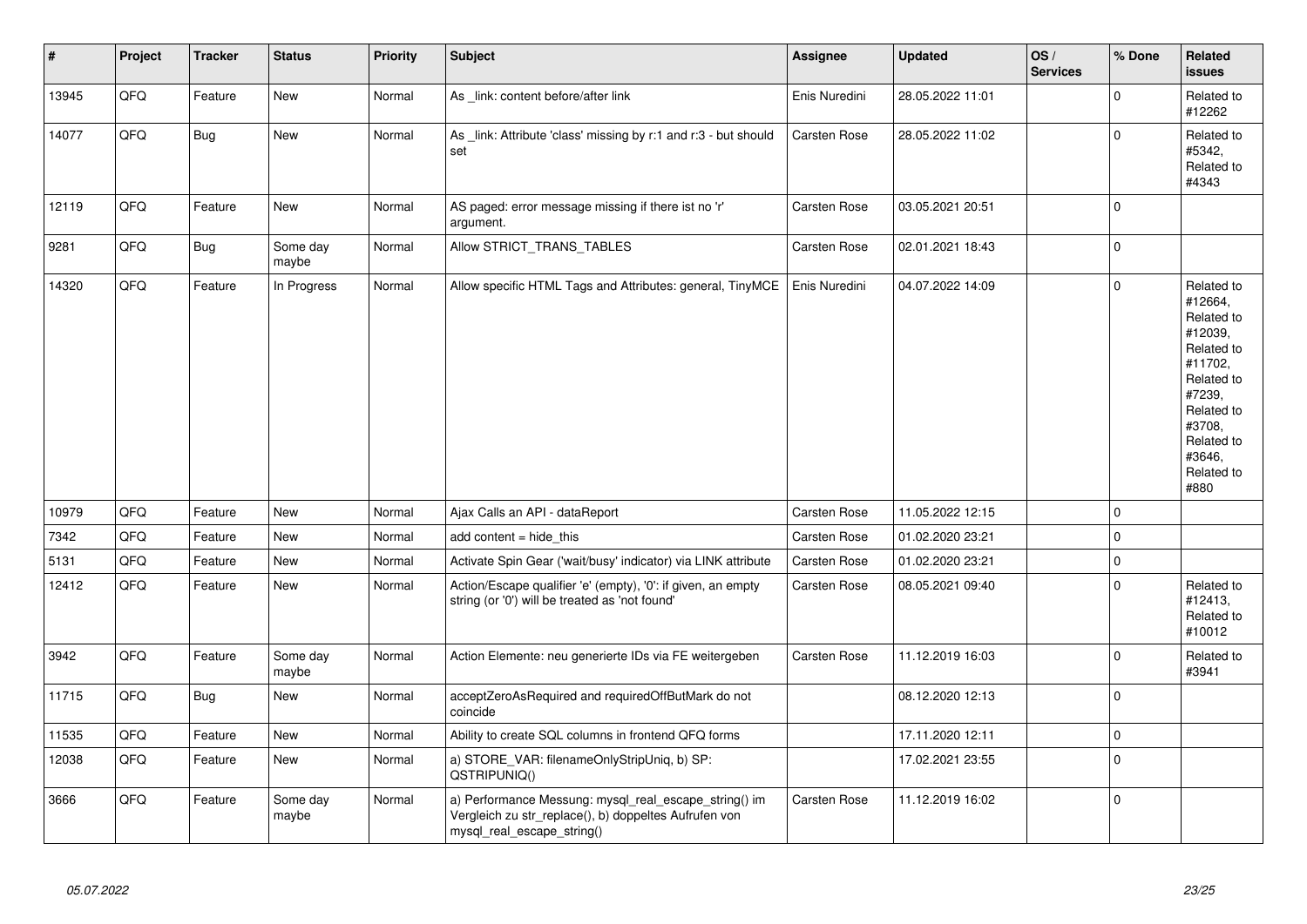| # | Project | Tracker | Status | Priority | Subject | Assignee | Updated | OS / Services | % Done | Related issues |
|---|---|---|---|---|---|---|---|---|---|---|
| 13945 | QFQ | Feature | New | Normal | As _link: content before/after link | Enis Nuredini | 28.05.2022 11:01 | | 0 | Related to #12262 |
| 14077 | QFQ | Bug | New | Normal | As _link: Attribute 'class' missing by r:1 and r:3 - but should set | Carsten Rose | 28.05.2022 11:02 | | 0 | Related to #5342, Related to #4343 |
| 12119 | QFQ | Feature | New | Normal | AS paged: error message missing if there ist no 'r' argument. | Carsten Rose | 03.05.2021 20:51 | | 0 | |
| 9281 | QFQ | Bug | Some day maybe | Normal | Allow STRICT_TRANS_TABLES | Carsten Rose | 02.01.2021 18:43 | | 0 | |
| 14320 | QFQ | Feature | In Progress | Normal | Allow specific HTML Tags and Attributes: general, TinyMCE | Enis Nuredini | 04.07.2022 14:09 | | 0 | Related to #12664, Related to #12039, Related to #11702, Related to #7239, Related to #3708, Related to #3646, Related to #880 |
| 10979 | QFQ | Feature | New | Normal | Ajax Calls an API - dataReport | Carsten Rose | 11.05.2022 12:15 | | 0 | |
| 7342 | QFQ | Feature | New | Normal | add content = hide_this | Carsten Rose | 01.02.2020 23:21 | | 0 | |
| 5131 | QFQ | Feature | New | Normal | Activate Spin Gear ('wait/busy' indicator) via LINK attribute | Carsten Rose | 01.02.2020 23:21 | | 0 | |
| 12412 | QFQ | Feature | New | Normal | Action/Escape qualifier 'e' (empty), '0': if given, an empty string (or '0') will be treated as 'not found' | Carsten Rose | 08.05.2021 09:40 | | 0 | Related to #12413, Related to #10012 |
| 3942 | QFQ | Feature | Some day maybe | Normal | Action Elemente: neu generierte IDs via FE weitergeben | Carsten Rose | 11.12.2019 16:03 | | 0 | Related to #3941 |
| 11715 | QFQ | Bug | New | Normal | acceptZeroAsRequired and requiredOffButMark do not coincide | | 08.12.2020 12:13 | | 0 | |
| 11535 | QFQ | Feature | New | Normal | Ability to create SQL columns in frontend QFQ forms | | 17.11.2020 12:11 | | 0 | |
| 12038 | QFQ | Feature | New | Normal | a) STORE_VAR: filenameOnlyStripUniq, b) SP: QSTRIPUNIQ() | | 17.02.2021 23:55 | | 0 | |
| 3666 | QFQ | Feature | Some day maybe | Normal | a) Performance Messung: mysql_real_escape_string() im Vergleich zu str_replace(), b) doppeltes Aufrufen von mysql_real_escape_string() | Carsten Rose | 11.12.2019 16:02 | | 0 | |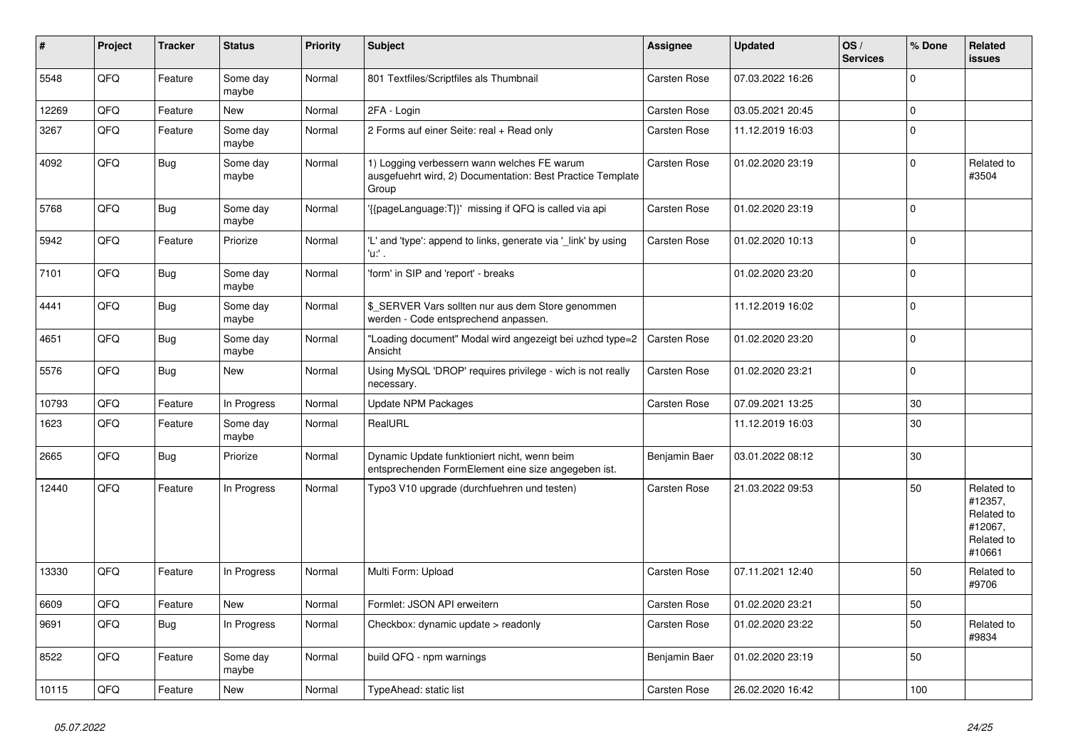| # | Project | Tracker | Status | Priority | Subject | Assignee | Updated | OS / Services | % Done | Related issues |
|---|---|---|---|---|---|---|---|---|---|---|
| 5548 | QFQ | Feature | Some day maybe | Normal | 801 Textfiles/Scriptfiles als Thumbnail | Carsten Rose | 07.03.2022 16:26 | | 0 | |
| 12269 | QFQ | Feature | New | Normal | 2FA - Login | Carsten Rose | 03.05.2021 20:45 | | 0 | |
| 3267 | QFQ | Feature | Some day maybe | Normal | 2 Forms auf einer Seite: real + Read only | Carsten Rose | 11.12.2019 16:03 | | 0 | |
| 4092 | QFQ | Bug | Some day maybe | Normal | 1) Logging verbessern wann welches FE warum ausgefuehrt wird, 2) Documentation: Best Practice Template Group | Carsten Rose | 01.02.2020 23:19 | | 0 | Related to #3504 |
| 5768 | QFQ | Bug | Some day maybe | Normal | '{{pageLanguage:T}}' missing if QFQ is called via api | Carsten Rose | 01.02.2020 23:19 | | 0 | |
| 5942 | QFQ | Feature | Priorize | Normal | 'L' and 'type': append to links, generate via '_link' by using 'u:' . | Carsten Rose | 01.02.2020 10:13 | | 0 | |
| 7101 | QFQ | Bug | Some day maybe | Normal | 'form' in SIP and 'report' - breaks | | 01.02.2020 23:20 | | 0 | |
| 4441 | QFQ | Bug | Some day maybe | Normal | $_SERVER Vars sollten nur aus dem Store genommen werden - Code entsprechend anpassen. | | 11.12.2019 16:02 | | 0 | |
| 4651 | QFQ | Bug | Some day maybe | Normal | "Loading document" Modal wird angezeigt bei uzhcd type=2 Ansicht | Carsten Rose | 01.02.2020 23:20 | | 0 | |
| 5576 | QFQ | Bug | New | Normal | Using MySQL 'DROP' requires privilege - wich is not really necessary. | Carsten Rose | 01.02.2020 23:21 | | 0 | |
| 10793 | QFQ | Feature | In Progress | Normal | Update NPM Packages | Carsten Rose | 07.09.2021 13:25 | | 30 | |
| 1623 | QFQ | Feature | Some day maybe | Normal | RealURL | | 11.12.2019 16:03 | | 30 | |
| 2665 | QFQ | Bug | Priorize | Normal | Dynamic Update funktioniert nicht, wenn beim entsprechenden FormElement eine size angegeben ist. | Benjamin Baer | 03.01.2022 08:12 | | 30 | |
| 12440 | QFQ | Feature | In Progress | Normal | Typo3 V10 upgrade (durchfuehren und testen) | Carsten Rose | 21.03.2022 09:53 | | 50 | Related to #12357, Related to #12067, Related to #10661 |
| 13330 | QFQ | Feature | In Progress | Normal | Multi Form: Upload | Carsten Rose | 07.11.2021 12:40 | | 50 | Related to #9706 |
| 6609 | QFQ | Feature | New | Normal | Formlet: JSON API erweitern | Carsten Rose | 01.02.2020 23:21 | | 50 | |
| 9691 | QFQ | Bug | In Progress | Normal | Checkbox: dynamic update > readonly | Carsten Rose | 01.02.2020 23:22 | | 50 | Related to #9834 |
| 8522 | QFQ | Feature | Some day maybe | Normal | build QFQ - npm warnings | Benjamin Baer | 01.02.2020 23:19 | | 50 | |
| 10115 | QFQ | Feature | New | Normal | TypeAhead: static list | Carsten Rose | 26.02.2020 16:42 | | 100 | |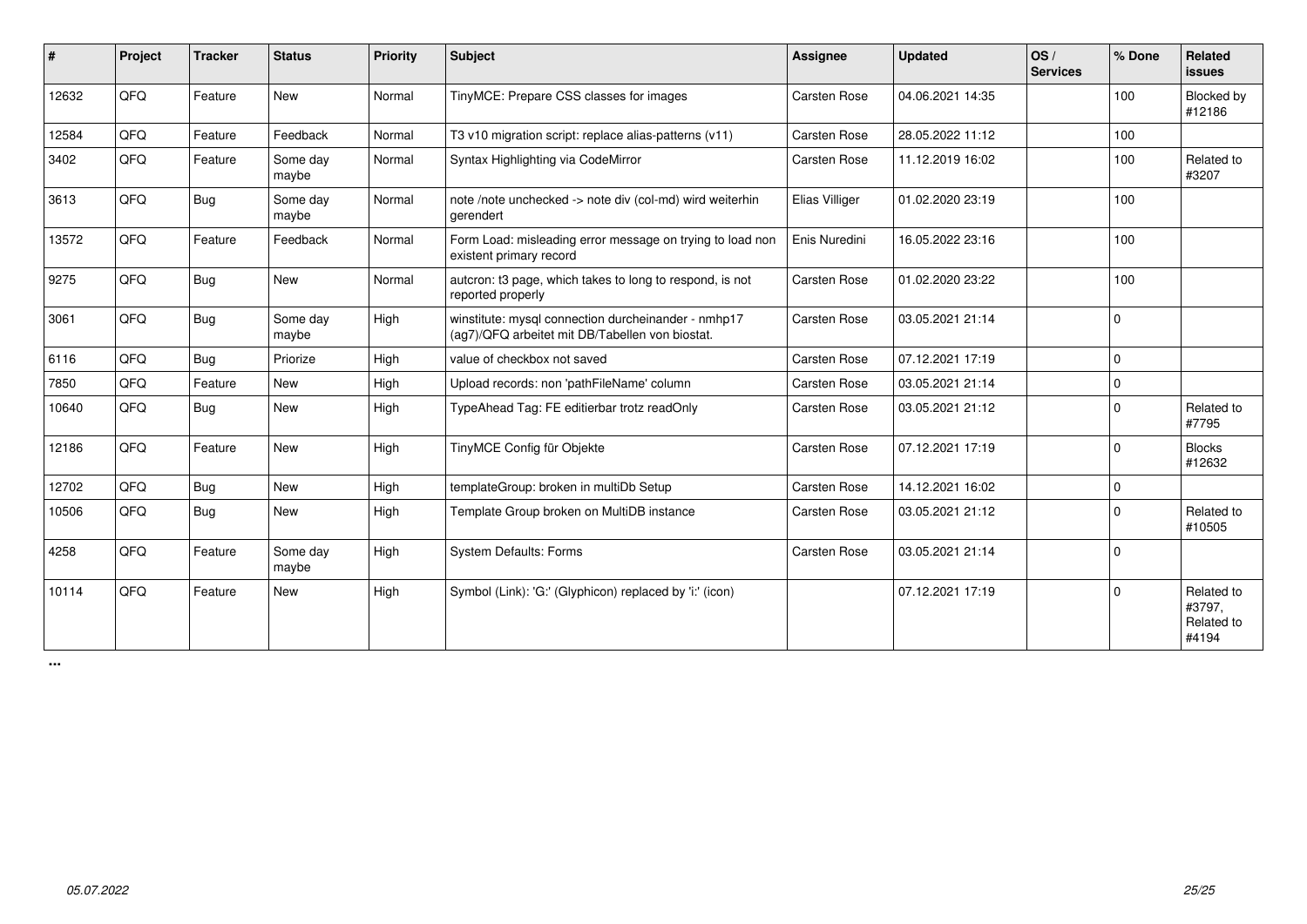| # | Project | Tracker | Status | Priority | Subject | Assignee | Updated | OS / Services | % Done | Related issues |
|---|---|---|---|---|---|---|---|---|---|---|
| 12632 | QFQ | Feature | New | Normal | TinyMCE: Prepare CSS classes for images | Carsten Rose | 04.06.2021 14:35 | | 100 | Blocked by #12186 |
| 12584 | QFQ | Feature | Feedback | Normal | T3 v10 migration script: replace alias-patterns (v11) | Carsten Rose | 28.05.2022 11:12 | | 100 | |
| 3402 | QFQ | Feature | Some day maybe | Normal | Syntax Highlighting via CodeMirror | Carsten Rose | 11.12.2019 16:02 | | 100 | Related to #3207 |
| 3613 | QFQ | Bug | Some day maybe | Normal | note /note unchecked -> note div (col-md) wird weiterhin gerendert | Elias Villiger | 01.02.2020 23:19 | | 100 | |
| 13572 | QFQ | Feature | Feedback | Normal | Form Load: misleading error message on trying to load non existent primary record | Enis Nuredini | 16.05.2022 23:16 | | 100 | |
| 9275 | QFQ | Bug | New | Normal | autcron: t3 page, which takes to long to respond, is not reported properly | Carsten Rose | 01.02.2020 23:22 | | 100 | |
| 3061 | QFQ | Bug | Some day maybe | High | winstitute: mysql connection durcheinander - nmhp17 (ag7)/QFQ arbeitet mit DB/Tabellen von biostat. | Carsten Rose | 03.05.2021 21:14 | | 0 | |
| 6116 | QFQ | Bug | Priorize | High | value of checkbox not saved | Carsten Rose | 07.12.2021 17:19 | | 0 | |
| 7850 | QFQ | Feature | New | High | Upload records: non 'pathFileName' column | Carsten Rose | 03.05.2021 21:14 | | 0 | |
| 10640 | QFQ | Bug | New | High | TypeAhead Tag: FE editierbar trotz readOnly | Carsten Rose | 03.05.2021 21:12 | | 0 | Related to #7795 |
| 12186 | QFQ | Feature | New | High | TinyMCE Config für Objekte | Carsten Rose | 07.12.2021 17:19 | | 0 | Blocks #12632 |
| 12702 | QFQ | Bug | New | High | templateGroup: broken in multiDb Setup | Carsten Rose | 14.12.2021 16:02 | | 0 | |
| 10506 | QFQ | Bug | New | High | Template Group broken on MultiDB instance | Carsten Rose | 03.05.2021 21:12 | | 0 | Related to #10505 |
| 4258 | QFQ | Feature | Some day maybe | High | System Defaults: Forms | Carsten Rose | 03.05.2021 21:14 | | 0 | |
| 10114 | QFQ | Feature | New | High | Symbol (Link): 'G:' (Glyphicon) replaced by 'i:' (icon) | | 07.12.2021 17:19 | | 0 | Related to #3797, Related to #4194 |

...